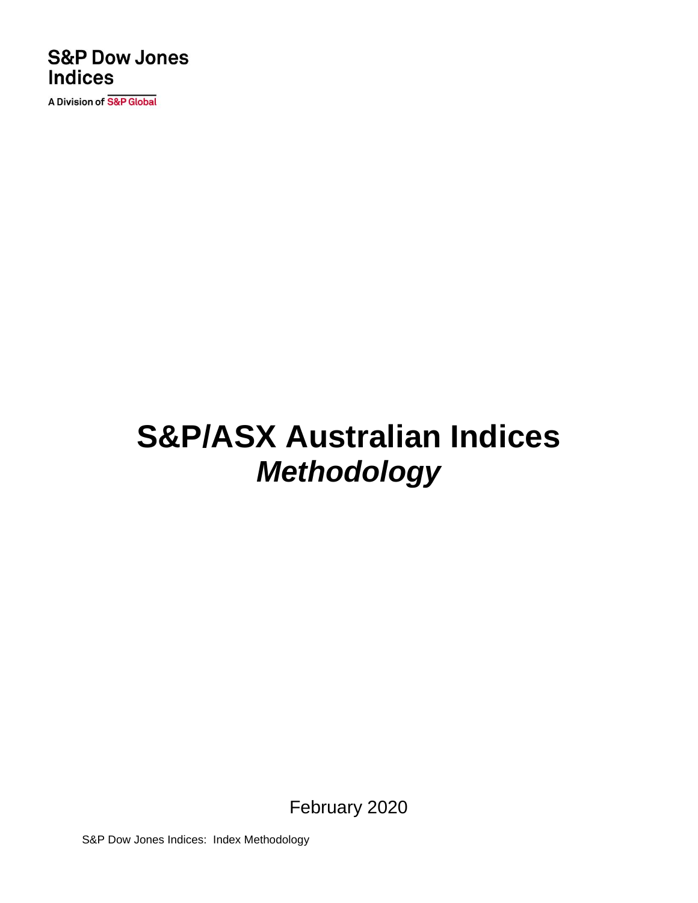S&P Dow Jones Indices

A Division of S&P Global

# S&P/ASX Australian Indices

## *Methodology*

February 2020

S&P Dow Jones Indices: Index Methodology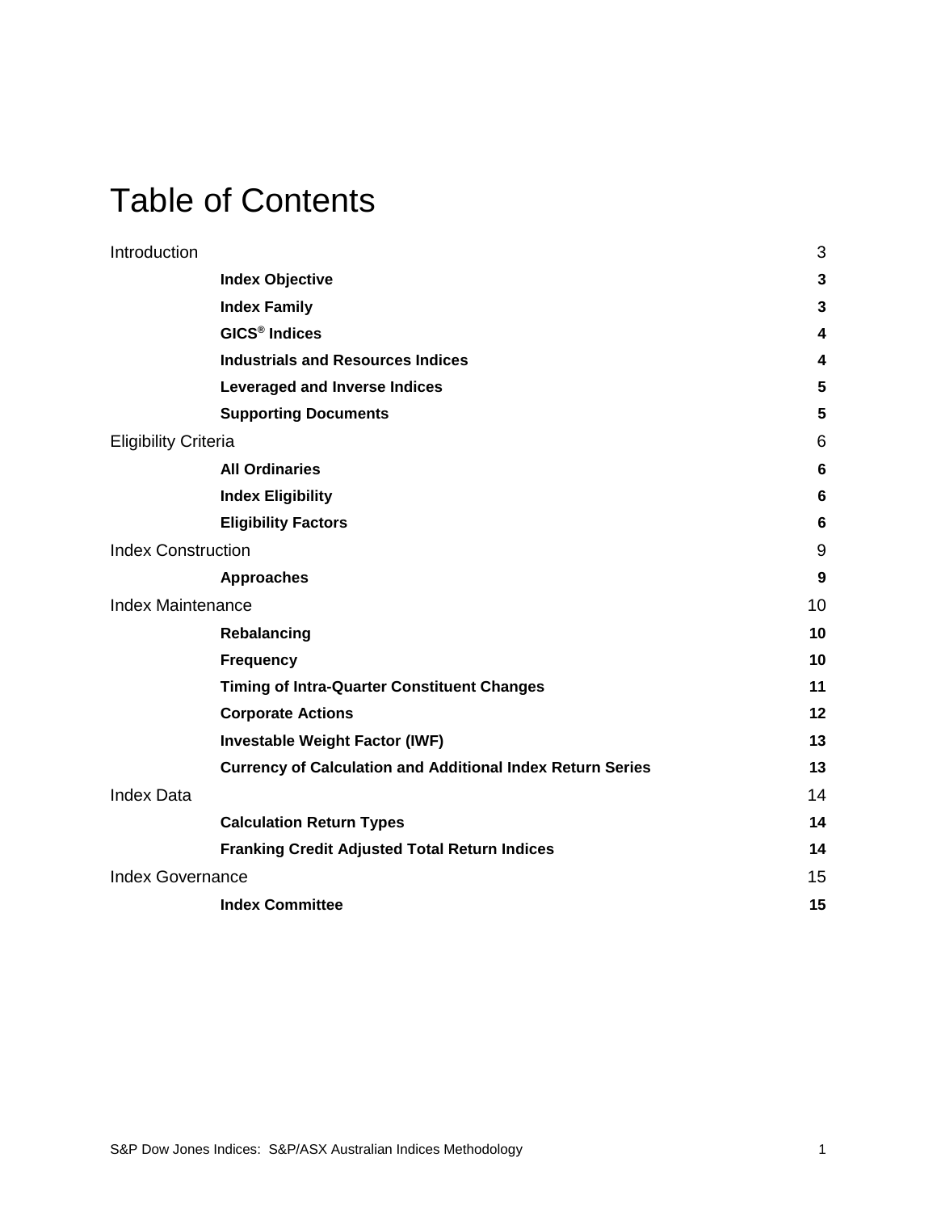# Table of Contents

| | |
|---|---|
| Introduction | 3 |
| **Index Objective** | **3** |
| **Index Family** | **3** |
| **GICS® Indices** | **4** |
| **Industrials and Resources Indices** | **4** |
| **Leveraged and Inverse Indices** | **5** |
| **Supporting Documents** | **5** |
| Eligibility Criteria | 6 |
| **All Ordinaries** | **6** |
| **Index Eligibility** | **6** |
| **Eligibility Factors** | **6** |
| Index Construction | 9 |
| **Approaches** | **9** |
| Index Maintenance | 10 |
| **Rebalancing** | **10** |
| **Frequency** | **10** |
| **Timing of Intra-Quarter Constituent Changes** | **11** |
| **Corporate Actions** | **12** |
| **Investable Weight Factor (IWF)** | **13** |
| **Currency of Calculation and Additional Index Return Series** | **13** |
| Index Data | 14 |
| **Calculation Return Types** | **14** |
| **Franking Credit Adjusted Total Return Indices** | **14** |
| Index Governance | 15 |
| **Index Committee** | **15** |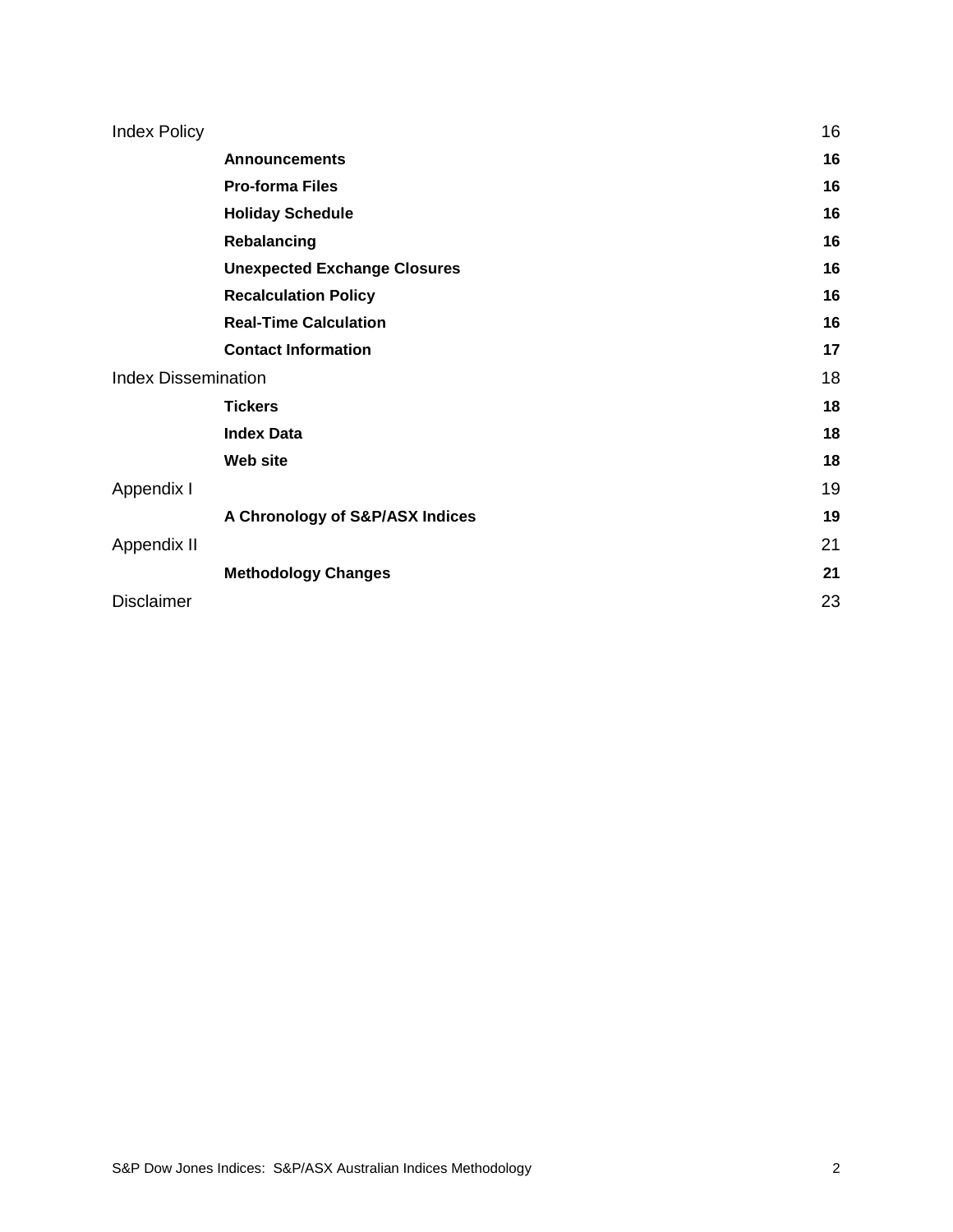| | |
|---|---|
| Index Policy | 16 |
| **Announcements** | **16** |
| **Pro-forma Files** | **16** |
| **Holiday Schedule** | **16** |
| **Rebalancing** | **16** |
| **Unexpected Exchange Closures** | **16** |
| **Recalculation Policy** | **16** |
| **Real-Time Calculation** | **16** |
| **Contact Information** | **17** |
| Index Dissemination | 18 |
| **Tickers** | **18** |
| **Index Data** | **18** |
| **Web site** | **18** |
| Appendix I | 19 |
| **A Chronology of S&P/ASX Indices** | **19** |
| Appendix II | 21 |
| **Methodology Changes** | **21** |
| Disclaimer | 23 |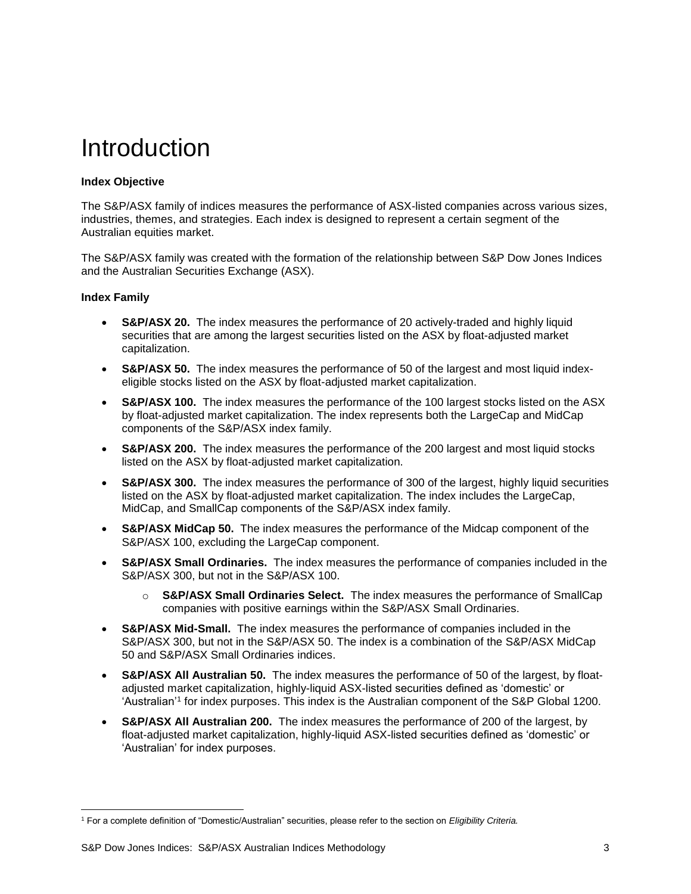# Introduction

**Index Objective**

The S&P/ASX family of indices measures the performance of ASX-listed companies across various sizes, industries, themes, and strategies. Each index is designed to represent a certain segment of the Australian equities market.

The S&P/ASX family was created with the formation of the relationship between S&P Dow Jones Indices and the Australian Securities Exchange (ASX).

**Index Family**

- **S&P/ASX 20.** The index measures the performance of 20 actively-traded and highly liquid securities that are among the largest securities listed on the ASX by float-adjusted market capitalization.
- **S&P/ASX 50.** The index measures the performance of 50 of the largest and most liquid index-eligible stocks listed on the ASX by float-adjusted market capitalization.
- **S&P/ASX 100.** The index measures the performance of the 100 largest stocks listed on the ASX by float-adjusted market capitalization. The index represents both the LargeCap and MidCap components of the S&P/ASX index family.
- **S&P/ASX 200.** The index measures the performance of the 200 largest and most liquid stocks listed on the ASX by float-adjusted market capitalization.
- **S&P/ASX 300.** The index measures the performance of 300 of the largest, highly liquid securities listed on the ASX by float-adjusted market capitalization. The index includes the LargeCap, MidCap, and SmallCap components of the S&P/ASX index family.
- **S&P/ASX MidCap 50.** The index measures the performance of the Midcap component of the S&P/ASX 100, excluding the LargeCap component.
- **S&P/ASX Small Ordinaries.** The index measures the performance of companies included in the S&P/ASX 300, but not in the S&P/ASX 100.
  - **S&P/ASX Small Ordinaries Select.** The index measures the performance of SmallCap companies with positive earnings within the S&P/ASX Small Ordinaries.
- **S&P/ASX Mid-Small.** The index measures the performance of companies included in the S&P/ASX 300, but not in the S&P/ASX 50. The index is a combination of the S&P/ASX MidCap 50 and S&P/ASX Small Ordinaries indices.
- **S&P/ASX All Australian 50.** The index measures the performance of 50 of the largest, by float-adjusted market capitalization, highly-liquid ASX-listed securities defined as 'domestic' or 'Australian'[1] for index purposes. This index is the Australian component of the S&P Global 1200.
- **S&P/ASX All Australian 200.** The index measures the performance of 200 of the largest, by float-adjusted market capitalization, highly-liquid ASX-listed securities defined as 'domestic' or 'Australian' for index purposes.

[1] For a complete definition of "Domestic/Australian" securities, please refer to the section on *Eligibility Criteria.*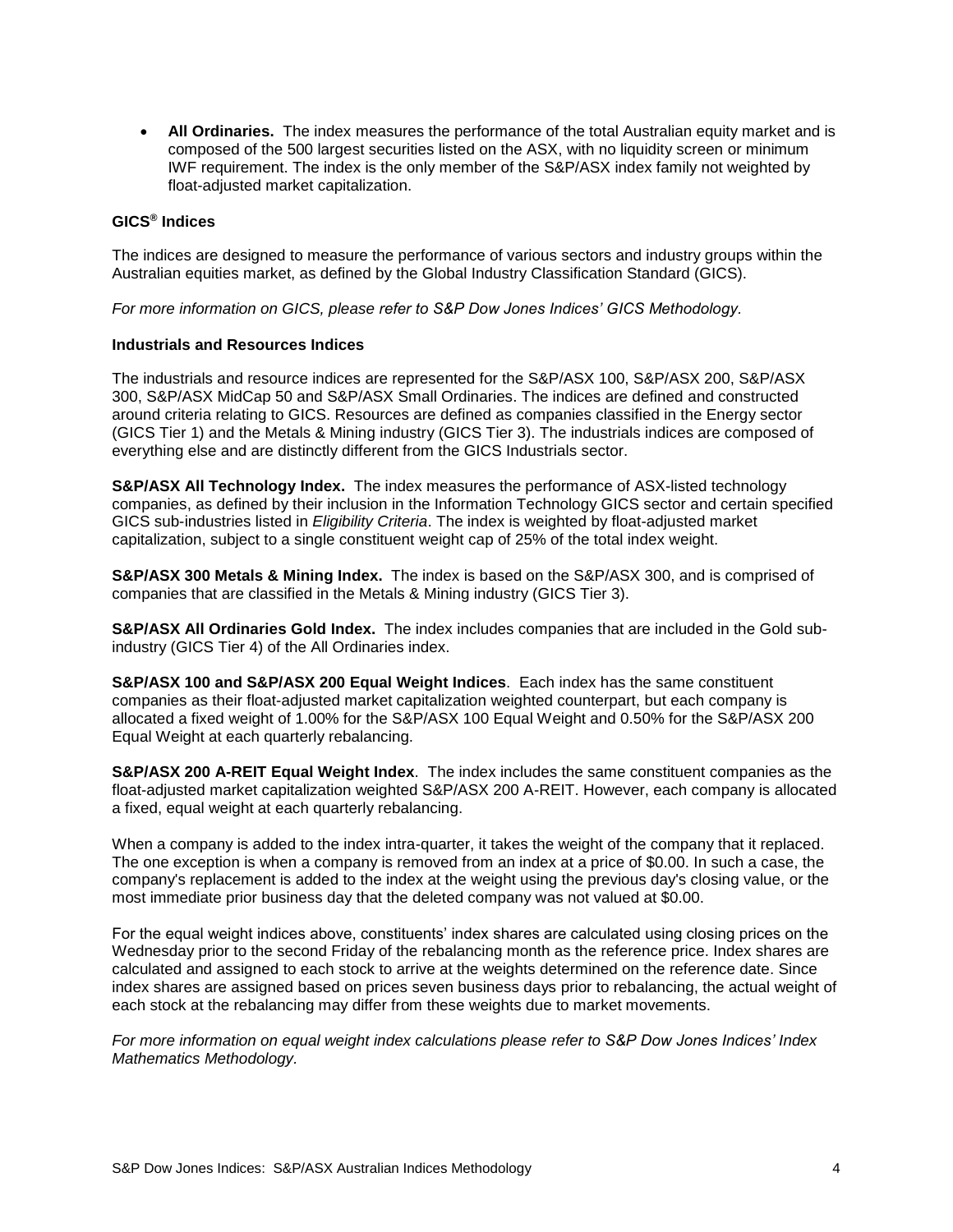- **All Ordinaries.** The index measures the performance of the total Australian equity market and is composed of the 500 largest securities listed on the ASX, with no liquidity screen or minimum IWF requirement. The index is the only member of the S&P/ASX index family not weighted by float-adjusted market capitalization.

### GICS® Indices

The indices are designed to measure the performance of various sectors and industry groups within the Australian equities market, as defined by the Global Industry Classification Standard (GICS).

*For more information on GICS, please refer to S&P Dow Jones Indices' GICS Methodology.*

### Industrials and Resources Indices

The industrials and resource indices are represented for the S&P/ASX 100, S&P/ASX 200, S&P/ASX 300, S&P/ASX MidCap 50 and S&P/ASX Small Ordinaries. The indices are defined and constructed around criteria relating to GICS. Resources are defined as companies classified in the Energy sector (GICS Tier 1) and the Metals & Mining industry (GICS Tier 3). The industrials indices are composed of everything else and are distinctly different from the GICS Industrials sector.

**S&P/ASX All Technology Index.** The index measures the performance of ASX-listed technology companies, as defined by their inclusion in the Information Technology GICS sector and certain specified GICS sub-industries listed in *Eligibility Criteria*. The index is weighted by float-adjusted market capitalization, subject to a single constituent weight cap of 25% of the total index weight.

**S&P/ASX 300 Metals & Mining Index.** The index is based on the S&P/ASX 300, and is comprised of companies that are classified in the Metals & Mining industry (GICS Tier 3).

**S&P/ASX All Ordinaries Gold Index.** The index includes companies that are included in the Gold sub-industry (GICS Tier 4) of the All Ordinaries index.

**S&P/ASX 100 and S&P/ASX 200 Equal Weight Indices**. Each index has the same constituent companies as their float-adjusted market capitalization weighted counterpart, but each company is allocated a fixed weight of 1.00% for the S&P/ASX 100 Equal Weight and 0.50% for the S&P/ASX 200 Equal Weight at each quarterly rebalancing.

**S&P/ASX 200 A-REIT Equal Weight Index**. The index includes the same constituent companies as the float-adjusted market capitalization weighted S&P/ASX 200 A-REIT. However, each company is allocated a fixed, equal weight at each quarterly rebalancing.

When a company is added to the index intra-quarter, it takes the weight of the company that it replaced. The one exception is when a company is removed from an index at a price of $0.00. In such a case, the company's replacement is added to the index at the weight using the previous day's closing value, or the most immediate prior business day that the deleted company was not valued at $0.00.

For the equal weight indices above, constituents' index shares are calculated using closing prices on the Wednesday prior to the second Friday of the rebalancing month as the reference price. Index shares are calculated and assigned to each stock to arrive at the weights determined on the reference date. Since index shares are assigned based on prices seven business days prior to rebalancing, the actual weight of each stock at the rebalancing may differ from these weights due to market movements.

*For more information on equal weight index calculations please refer to S&P Dow Jones Indices' Index Mathematics Methodology.*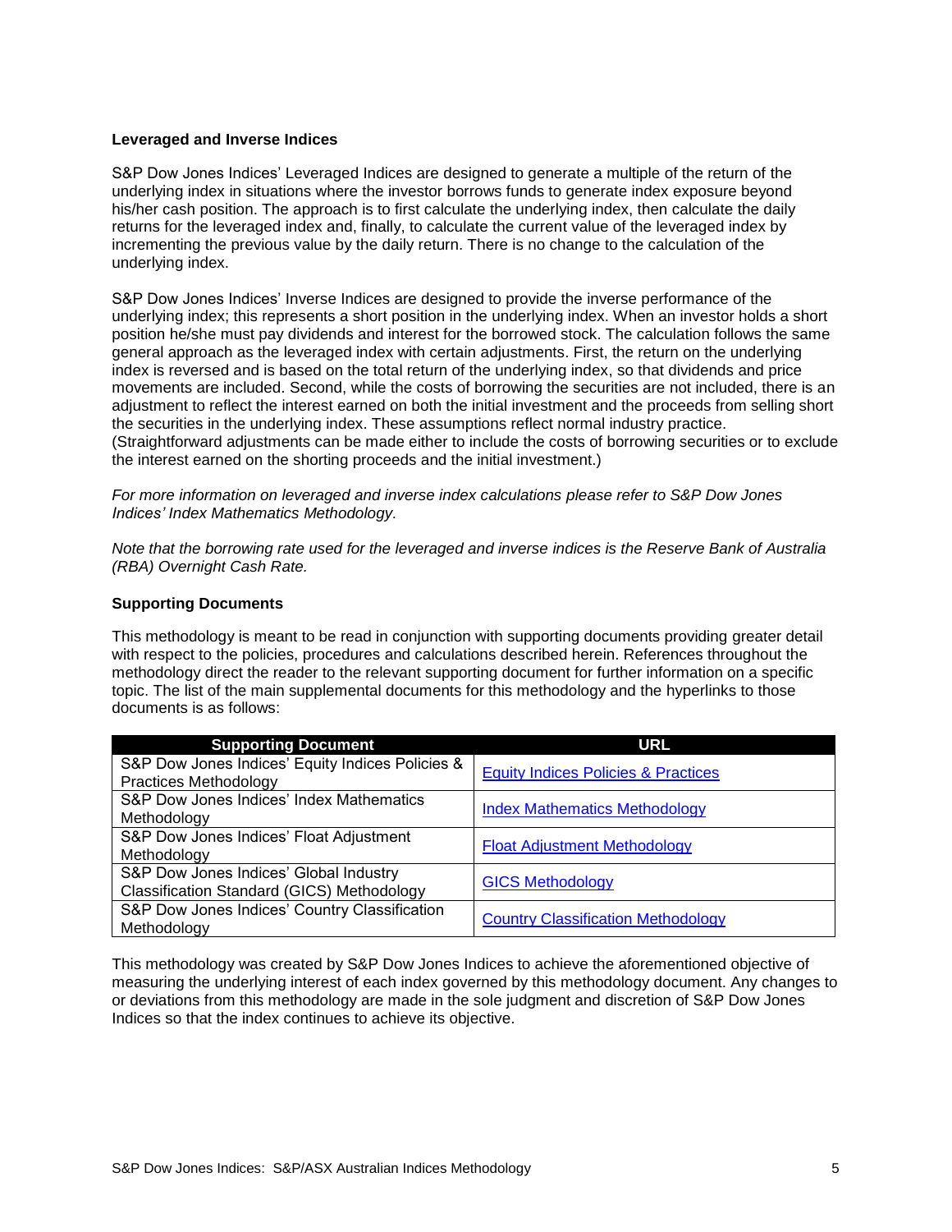### Leveraged and Inverse Indices

S&P Dow Jones Indices' Leveraged Indices are designed to generate a multiple of the return of the underlying index in situations where the investor borrows funds to generate index exposure beyond his/her cash position. The approach is to first calculate the underlying index, then calculate the daily returns for the leveraged index and, finally, to calculate the current value of the leveraged index by incrementing the previous value by the daily return. There is no change to the calculation of the underlying index.

S&P Dow Jones Indices' Inverse Indices are designed to provide the inverse performance of the underlying index; this represents a short position in the underlying index. When an investor holds a short position he/she must pay dividends and interest for the borrowed stock. The calculation follows the same general approach as the leveraged index with certain adjustments. First, the return on the underlying index is reversed and is based on the total return of the underlying index, so that dividends and price movements are included. Second, while the costs of borrowing the securities are not included, there is an adjustment to reflect the interest earned on both the initial investment and the proceeds from selling short the securities in the underlying index. These assumptions reflect normal industry practice. (Straightforward adjustments can be made either to include the costs of borrowing securities or to exclude the interest earned on the shorting proceeds and the initial investment.)

*For more information on leveraged and inverse index calculations please refer to S&P Dow Jones Indices' Index Mathematics Methodology.*

*Note that the borrowing rate used for the leveraged and inverse indices is the Reserve Bank of Australia (RBA) Overnight Cash Rate.*

### Supporting Documents

This methodology is meant to be read in conjunction with supporting documents providing greater detail with respect to the policies, procedures and calculations described herein. References throughout the methodology direct the reader to the relevant supporting document for further information on a specific topic. The list of the main supplemental documents for this methodology and the hyperlinks to those documents is as follows:

| Supporting Document | URL |
|---|---|
| S&P Dow Jones Indices' Equity Indices Policies & Practices Methodology | Equity Indices Policies & Practices |
| S&P Dow Jones Indices' Index Mathematics Methodology | Index Mathematics Methodology |
| S&P Dow Jones Indices' Float Adjustment Methodology | Float Adjustment Methodology |
| S&P Dow Jones Indices' Global Industry Classification Standard (GICS) Methodology | GICS Methodology |
| S&P Dow Jones Indices' Country Classification Methodology | Country Classification Methodology |

This methodology was created by S&P Dow Jones Indices to achieve the aforementioned objective of measuring the underlying interest of each index governed by this methodology document. Any changes to or deviations from this methodology are made in the sole judgment and discretion of S&P Dow Jones Indices so that the index continues to achieve its objective.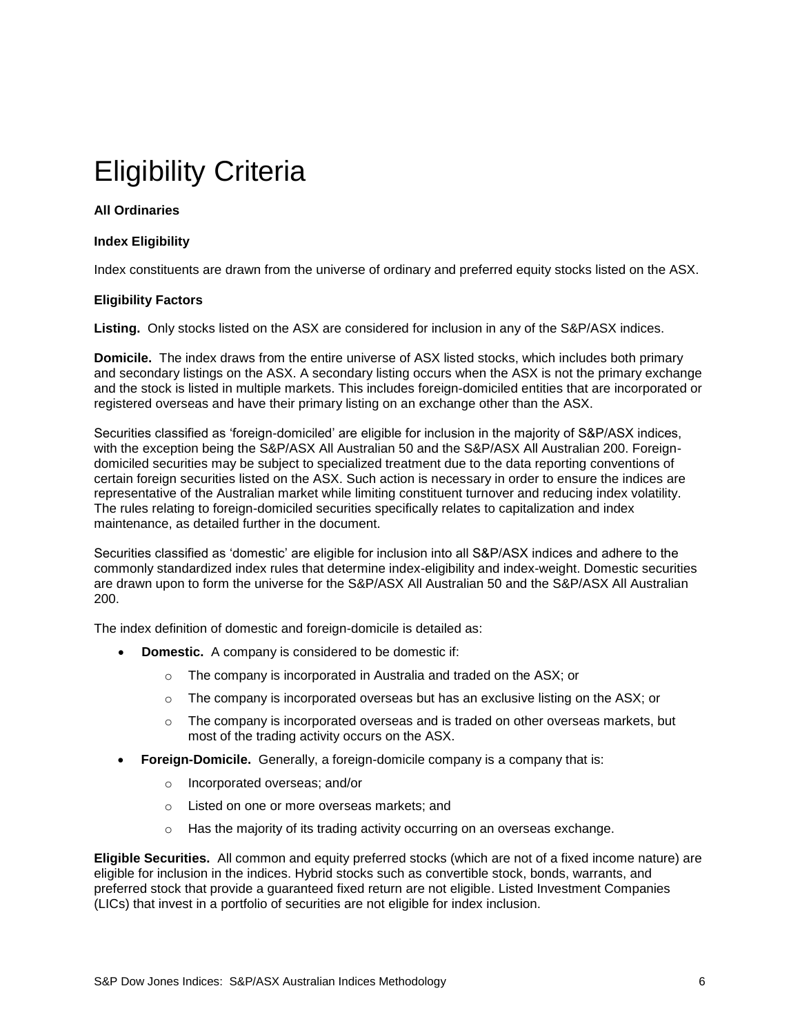# Eligibility Criteria

**All Ordinaries**

**Index Eligibility**

Index constituents are drawn from the universe of ordinary and preferred equity stocks listed on the ASX.

**Eligibility Factors**

**Listing.** Only stocks listed on the ASX are considered for inclusion in any of the S&P/ASX indices.

**Domicile.** The index draws from the entire universe of ASX listed stocks, which includes both primary and secondary listings on the ASX. A secondary listing occurs when the ASX is not the primary exchange and the stock is listed in multiple markets. This includes foreign-domiciled entities that are incorporated or registered overseas and have their primary listing on an exchange other than the ASX.

Securities classified as 'foreign-domiciled' are eligible for inclusion in the majority of S&P/ASX indices, with the exception being the S&P/ASX All Australian 50 and the S&P/ASX All Australian 200. Foreign-domiciled securities may be subject to specialized treatment due to the data reporting conventions of certain foreign securities listed on the ASX. Such action is necessary in order to ensure the indices are representative of the Australian market while limiting constituent turnover and reducing index volatility. The rules relating to foreign-domiciled securities specifically relates to capitalization and index maintenance, as detailed further in the document.

Securities classified as 'domestic' are eligible for inclusion into all S&P/ASX indices and adhere to the commonly standardized index rules that determine index-eligibility and index-weight. Domestic securities are drawn upon to form the universe for the S&P/ASX All Australian 50 and the S&P/ASX All Australian 200.

The index definition of domestic and foreign-domicile is detailed as:

- **Domestic.** A company is considered to be domestic if:
  - The company is incorporated in Australia and traded on the ASX; or
  - The company is incorporated overseas but has an exclusive listing on the ASX; or
  - The company is incorporated overseas and is traded on other overseas markets, but most of the trading activity occurs on the ASX.
- **Foreign-Domicile.** Generally, a foreign-domicile company is a company that is:
  - Incorporated overseas; and/or
  - Listed on one or more overseas markets; and
  - Has the majority of its trading activity occurring on an overseas exchange.

**Eligible Securities.** All common and equity preferred stocks (which are not of a fixed income nature) are eligible for inclusion in the indices. Hybrid stocks such as convertible stock, bonds, warrants, and preferred stock that provide a guaranteed fixed return are not eligible. Listed Investment Companies (LICs) that invest in a portfolio of securities are not eligible for index inclusion.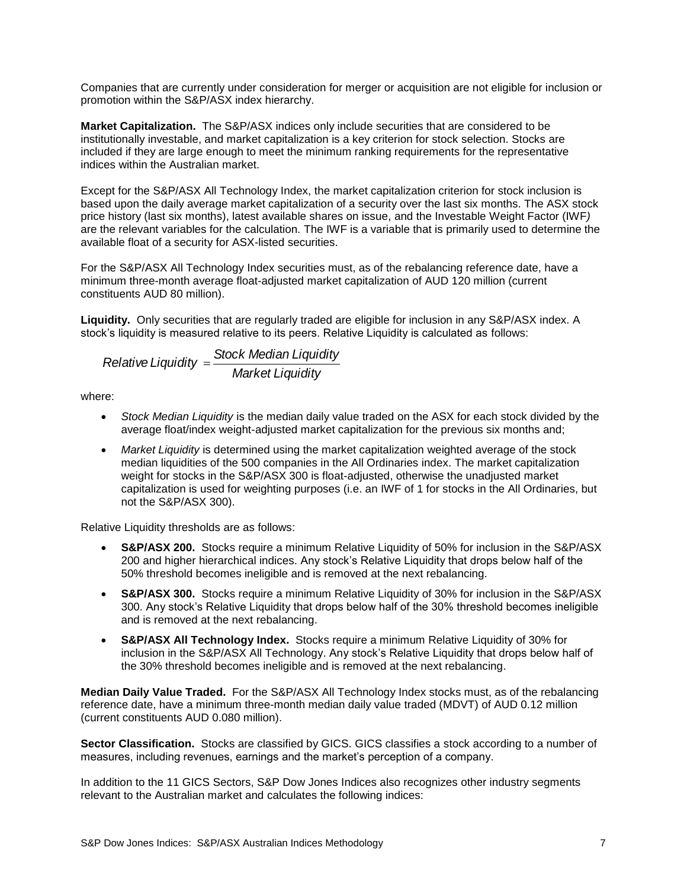Companies that are currently under consideration for merger or acquisition are not eligible for inclusion or promotion within the S&P/ASX index hierarchy.

**Market Capitalization.** The S&P/ASX indices only include securities that are considered to be institutionally investable, and market capitalization is a key criterion for stock selection. Stocks are included if they are large enough to meet the minimum ranking requirements for the representative indices within the Australian market.

Except for the S&P/ASX All Technology Index, the market capitalization criterion for stock inclusion is based upon the daily average market capitalization of a security over the last six months. The ASX stock price history (last six months), latest available shares on issue, and the Investable Weight Factor (IWF*)* are the relevant variables for the calculation. The IWF is a variable that is primarily used to determine the available float of a security for ASX-listed securities.

For the S&P/ASX All Technology Index securities must, as of the rebalancing reference date, have a minimum three-month average float-adjusted market capitalization of AUD 120 million (current constituents AUD 80 million).

**Liquidity.** Only securities that are regularly traded are eligible for inclusion in any S&P/ASX index. A stock's liquidity is measured relative to its peers. Relative Liquidity is calculated as follows:

$$Relative\ Liquidity = \frac{Stock\ Median\ Liquidity}{Market\ Liquidity}$$

where:

- *Stock Median Liquidity* is the median daily value traded on the ASX for each stock divided by the average float/index weight-adjusted market capitalization for the previous six months and;
- *Market Liquidity* is determined using the market capitalization weighted average of the stock median liquidities of the 500 companies in the All Ordinaries index. The market capitalization weight for stocks in the S&P/ASX 300 is float-adjusted, otherwise the unadjusted market capitalization is used for weighting purposes (i.e. an IWF of 1 for stocks in the All Ordinaries, but not the S&P/ASX 300).

Relative Liquidity thresholds are as follows:

- **S&P/ASX 200.** Stocks require a minimum Relative Liquidity of 50% for inclusion in the S&P/ASX 200 and higher hierarchical indices. Any stock's Relative Liquidity that drops below half of the 50% threshold becomes ineligible and is removed at the next rebalancing.
- **S&P/ASX 300.** Stocks require a minimum Relative Liquidity of 30% for inclusion in the S&P/ASX 300. Any stock's Relative Liquidity that drops below half of the 30% threshold becomes ineligible and is removed at the next rebalancing.
- **S&P/ASX All Technology Index.** Stocks require a minimum Relative Liquidity of 30% for inclusion in the S&P/ASX All Technology. Any stock's Relative Liquidity that drops below half of the 30% threshold becomes ineligible and is removed at the next rebalancing.

**Median Daily Value Traded.** For the S&P/ASX All Technology Index stocks must, as of the rebalancing reference date, have a minimum three-month median daily value traded (MDVT) of AUD 0.12 million (current constituents AUD 0.080 million).

**Sector Classification.** Stocks are classified by GICS. GICS classifies a stock according to a number of measures, including revenues, earnings and the market's perception of a company.

In addition to the 11 GICS Sectors, S&P Dow Jones Indices also recognizes other industry segments relevant to the Australian market and calculates the following indices: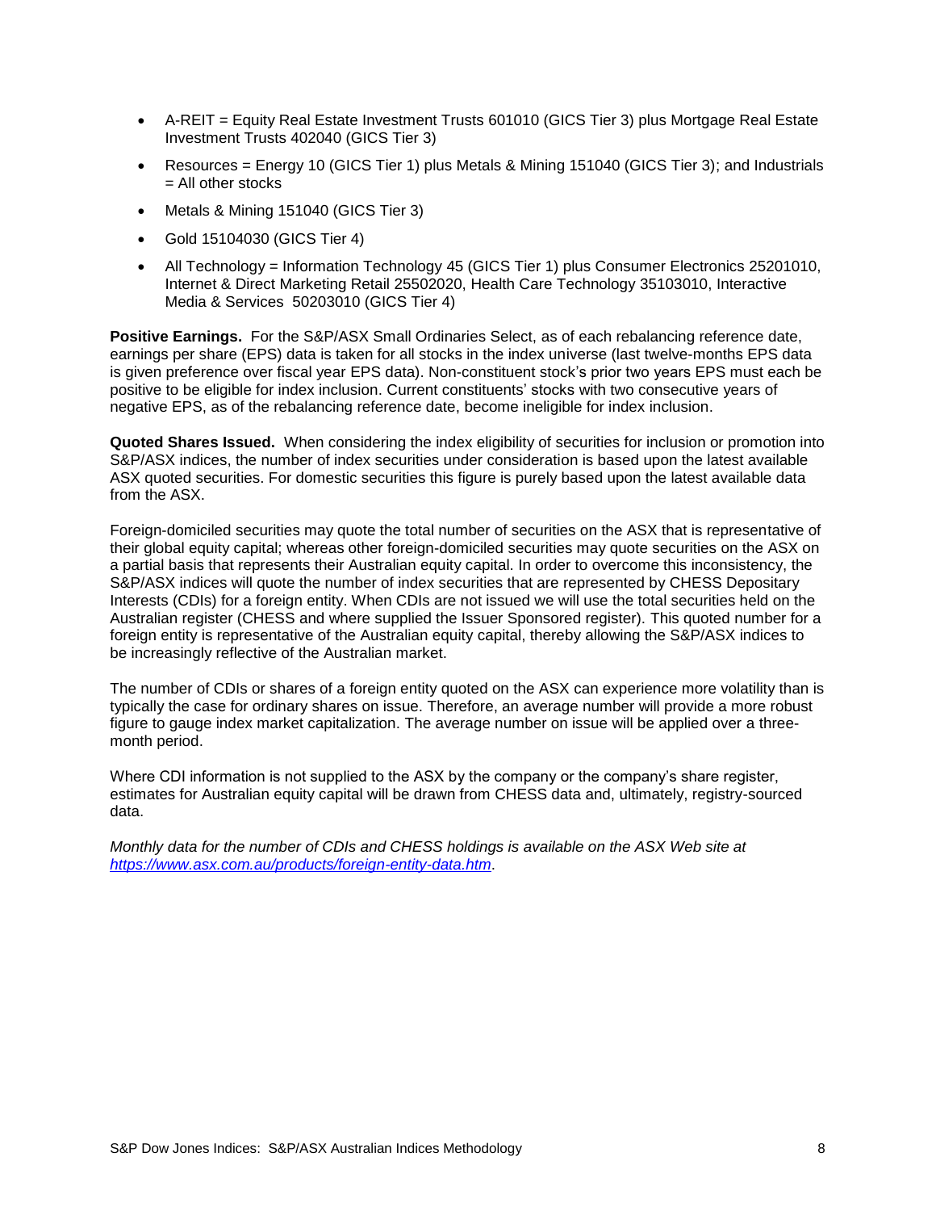- A-REIT = Equity Real Estate Investment Trusts 601010 (GICS Tier 3) plus Mortgage Real Estate Investment Trusts 402040 (GICS Tier 3)
- Resources = Energy 10 (GICS Tier 1) plus Metals & Mining 151040 (GICS Tier 3); and Industrials = All other stocks
- Metals & Mining 151040 (GICS Tier 3)
- Gold 15104030 (GICS Tier 4)
- All Technology = Information Technology 45 (GICS Tier 1) plus Consumer Electronics 25201010, Internet & Direct Marketing Retail 25502020, Health Care Technology 35103010, Interactive Media & Services 50203010 (GICS Tier 4)

**Positive Earnings.** For the S&P/ASX Small Ordinaries Select, as of each rebalancing reference date, earnings per share (EPS) data is taken for all stocks in the index universe (last twelve-months EPS data is given preference over fiscal year EPS data). Non-constituent stock's prior two years EPS must each be positive to be eligible for index inclusion. Current constituents' stocks with two consecutive years of negative EPS, as of the rebalancing reference date, become ineligible for index inclusion.

**Quoted Shares Issued.** When considering the index eligibility of securities for inclusion or promotion into S&P/ASX indices, the number of index securities under consideration is based upon the latest available ASX quoted securities. For domestic securities this figure is purely based upon the latest available data from the ASX.

Foreign-domiciled securities may quote the total number of securities on the ASX that is representative of their global equity capital; whereas other foreign-domiciled securities may quote securities on the ASX on a partial basis that represents their Australian equity capital. In order to overcome this inconsistency, the S&P/ASX indices will quote the number of index securities that are represented by CHESS Depositary Interests (CDIs) for a foreign entity. When CDIs are not issued we will use the total securities held on the Australian register (CHESS and where supplied the Issuer Sponsored register). This quoted number for a foreign entity is representative of the Australian equity capital, thereby allowing the S&P/ASX indices to be increasingly reflective of the Australian market.

The number of CDIs or shares of a foreign entity quoted on the ASX can experience more volatility than is typically the case for ordinary shares on issue. Therefore, an average number will provide a more robust figure to gauge index market capitalization. The average number on issue will be applied over a three-month period.

Where CDI information is not supplied to the ASX by the company or the company's share register, estimates for Australian equity capital will be drawn from CHESS data and, ultimately, registry-sourced data.

*Monthly data for the number of CDIs and CHESS holdings is available on the ASX Web site at [https://www.asx.com.au/products/foreign-entity-data.htm](https://www.asx.com.au/products/foreign-entity-data.htm).*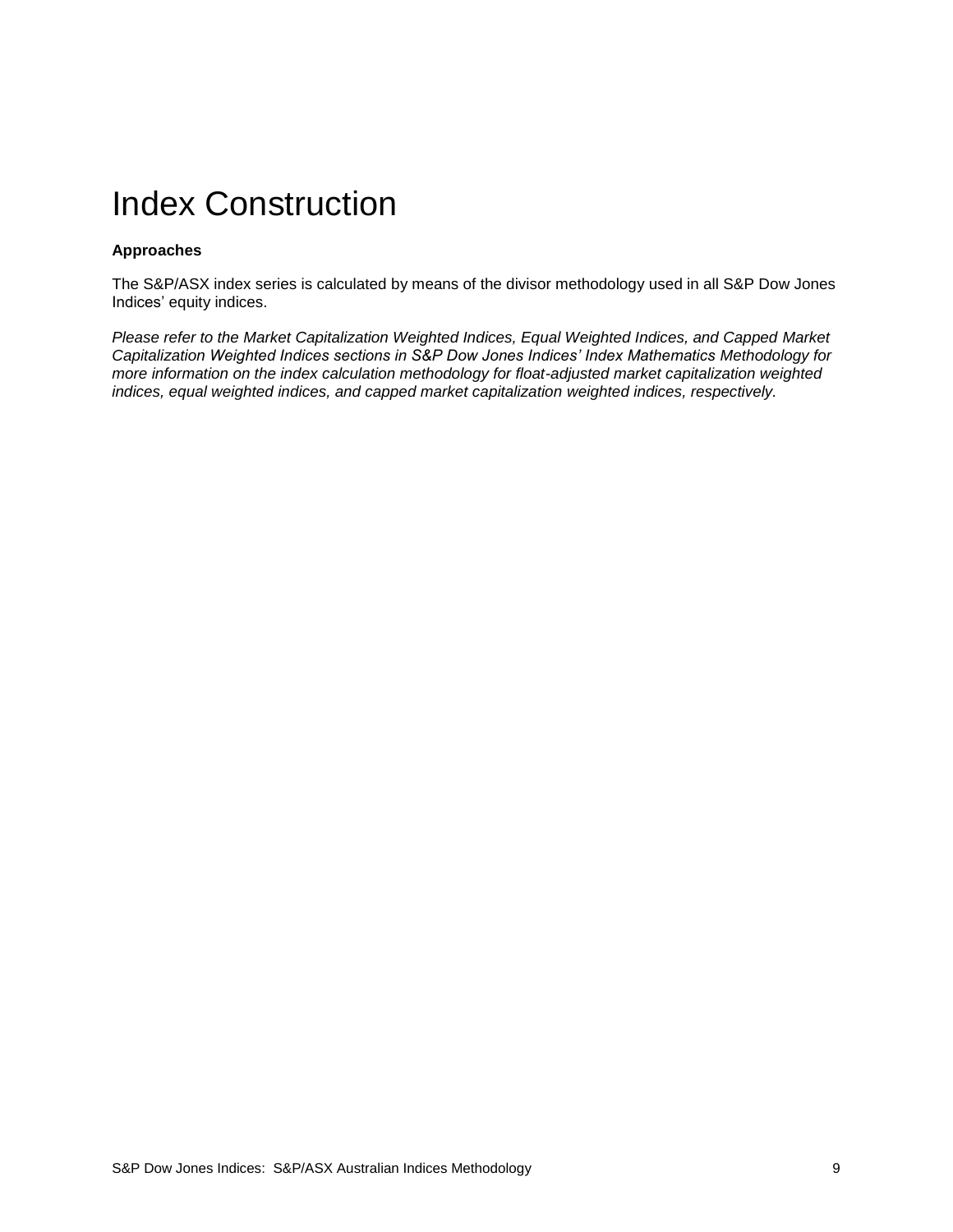# Index Construction

**Approaches**

The S&P/ASX index series is calculated by means of the divisor methodology used in all S&P Dow Jones Indices' equity indices.

*Please refer to the Market Capitalization Weighted Indices, Equal Weighted Indices, and Capped Market Capitalization Weighted Indices sections in S&P Dow Jones Indices' Index Mathematics Methodology for more information on the index calculation methodology for float-adjusted market capitalization weighted indices, equal weighted indices, and capped market capitalization weighted indices, respectively.*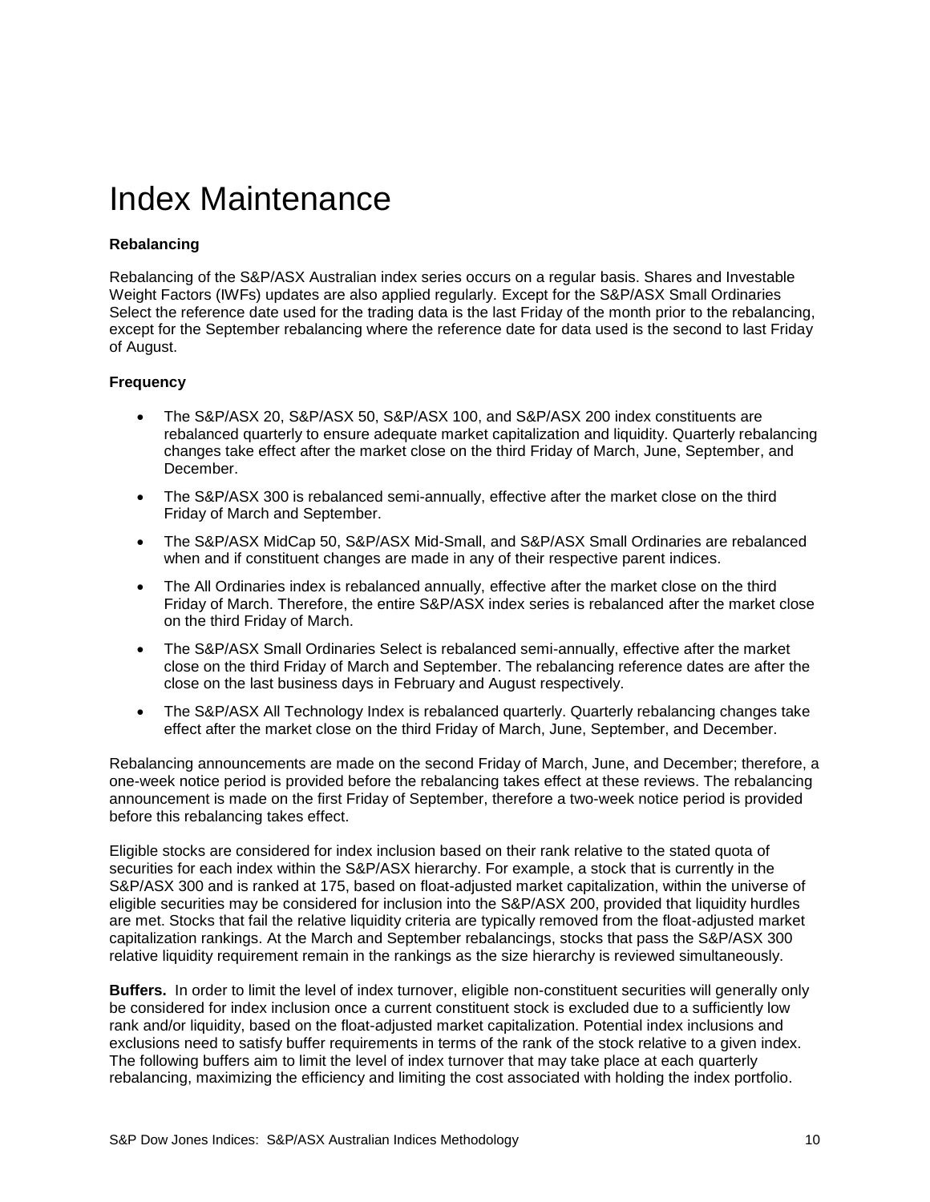# Index Maintenance

**Rebalancing**

Rebalancing of the S&P/ASX Australian index series occurs on a regular basis. Shares and Investable Weight Factors (IWFs) updates are also applied regularly. Except for the S&P/ASX Small Ordinaries Select the reference date used for the trading data is the last Friday of the month prior to the rebalancing, except for the September rebalancing where the reference date for data used is the second to last Friday of August.

**Frequency**

- The S&P/ASX 20, S&P/ASX 50, S&P/ASX 100, and S&P/ASX 200 index constituents are rebalanced quarterly to ensure adequate market capitalization and liquidity. Quarterly rebalancing changes take effect after the market close on the third Friday of March, June, September, and December.
- The S&P/ASX 300 is rebalanced semi-annually, effective after the market close on the third Friday of March and September.
- The S&P/ASX MidCap 50, S&P/ASX Mid-Small, and S&P/ASX Small Ordinaries are rebalanced when and if constituent changes are made in any of their respective parent indices.
- The All Ordinaries index is rebalanced annually, effective after the market close on the third Friday of March. Therefore, the entire S&P/ASX index series is rebalanced after the market close on the third Friday of March.
- The S&P/ASX Small Ordinaries Select is rebalanced semi-annually, effective after the market close on the third Friday of March and September. The rebalancing reference dates are after the close on the last business days in February and August respectively.
- The S&P/ASX All Technology Index is rebalanced quarterly. Quarterly rebalancing changes take effect after the market close on the third Friday of March, June, September, and December.

Rebalancing announcements are made on the second Friday of March, June, and December; therefore, a one-week notice period is provided before the rebalancing takes effect at these reviews. The rebalancing announcement is made on the first Friday of September, therefore a two-week notice period is provided before this rebalancing takes effect.

Eligible stocks are considered for index inclusion based on their rank relative to the stated quota of securities for each index within the S&P/ASX hierarchy. For example, a stock that is currently in the S&P/ASX 300 and is ranked at 175, based on float-adjusted market capitalization, within the universe of eligible securities may be considered for inclusion into the S&P/ASX 200, provided that liquidity hurdles are met. Stocks that fail the relative liquidity criteria are typically removed from the float-adjusted market capitalization rankings. At the March and September rebalancings, stocks that pass the S&P/ASX 300 relative liquidity requirement remain in the rankings as the size hierarchy is reviewed simultaneously.

**Buffers.** In order to limit the level of index turnover, eligible non-constituent securities will generally only be considered for index inclusion once a current constituent stock is excluded due to a sufficiently low rank and/or liquidity, based on the float-adjusted market capitalization. Potential index inclusions and exclusions need to satisfy buffer requirements in terms of the rank of the stock relative to a given index. The following buffers aim to limit the level of index turnover that may take place at each quarterly rebalancing, maximizing the efficiency and limiting the cost associated with holding the index portfolio.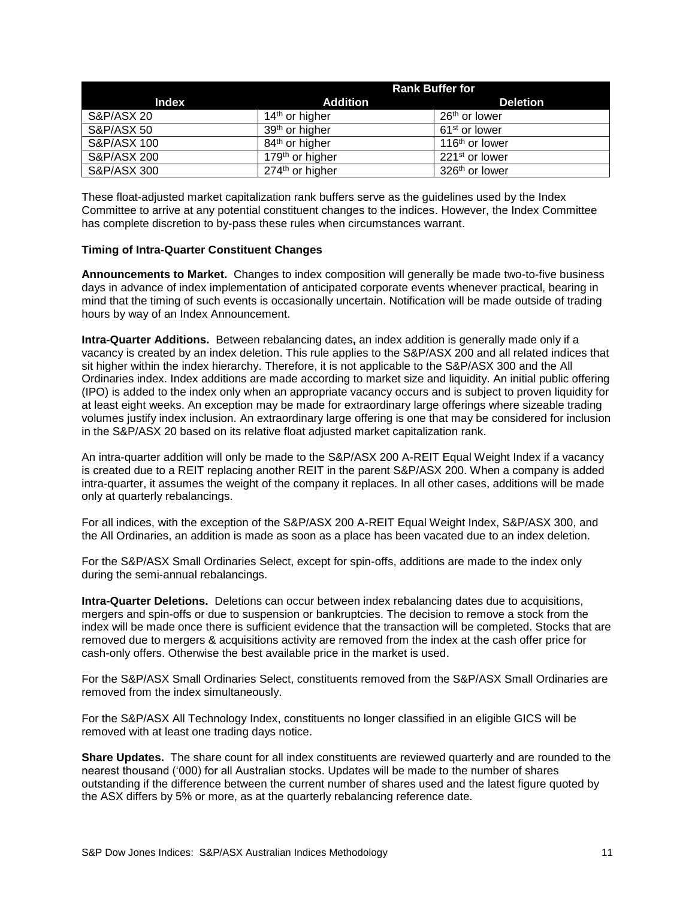| Index | Rank Buffer for | |
|---|---|---|
| | Addition | Deletion |
| S&P/ASX 20 | 14th or higher | 26th or lower |
| S&P/ASX 50 | 39th or higher | 61st or lower |
| S&P/ASX 100 | 84th or higher | 116th or lower |
| S&P/ASX 200 | 179th or higher | 221st or lower |
| S&P/ASX 300 | 274th or higher | 326th or lower |

These float-adjusted market capitalization rank buffers serve as the guidelines used by the Index Committee to arrive at any potential constituent changes to the indices. However, the Index Committee has complete discretion to by-pass these rules when circumstances warrant.

### Timing of Intra-Quarter Constituent Changes

**Announcements to Market.** Changes to index composition will generally be made two-to-five business days in advance of index implementation of anticipated corporate events whenever practical, bearing in mind that the timing of such events is occasionally uncertain. Notification will be made outside of trading hours by way of an Index Announcement.

**Intra-Quarter Additions.** Between rebalancing dates**,** an index addition is generally made only if a vacancy is created by an index deletion. This rule applies to the S&P/ASX 200 and all related indices that sit higher within the index hierarchy. Therefore, it is not applicable to the S&P/ASX 300 and the All Ordinaries index. Index additions are made according to market size and liquidity. An initial public offering (IPO) is added to the index only when an appropriate vacancy occurs and is subject to proven liquidity for at least eight weeks. An exception may be made for extraordinary large offerings where sizeable trading volumes justify index inclusion. An extraordinary large offering is one that may be considered for inclusion in the S&P/ASX 20 based on its relative float adjusted market capitalization rank.

An intra-quarter addition will only be made to the S&P/ASX 200 A-REIT Equal Weight Index if a vacancy is created due to a REIT replacing another REIT in the parent S&P/ASX 200. When a company is added intra-quarter, it assumes the weight of the company it replaces. In all other cases, additions will be made only at quarterly rebalancings.

For all indices, with the exception of the S&P/ASX 200 A-REIT Equal Weight Index, S&P/ASX 300, and the All Ordinaries, an addition is made as soon as a place has been vacated due to an index deletion.

For the S&P/ASX Small Ordinaries Select, except for spin-offs, additions are made to the index only during the semi-annual rebalancings.

**Intra-Quarter Deletions.** Deletions can occur between index rebalancing dates due to acquisitions, mergers and spin-offs or due to suspension or bankruptcies. The decision to remove a stock from the index will be made once there is sufficient evidence that the transaction will be completed. Stocks that are removed due to mergers & acquisitions activity are removed from the index at the cash offer price for cash-only offers. Otherwise the best available price in the market is used.

For the S&P/ASX Small Ordinaries Select, constituents removed from the S&P/ASX Small Ordinaries are removed from the index simultaneously.

For the S&P/ASX All Technology Index, constituents no longer classified in an eligible GICS will be removed with at least one trading days notice.

**Share Updates.** The share count for all index constituents are reviewed quarterly and are rounded to the nearest thousand ('000) for all Australian stocks. Updates will be made to the number of shares outstanding if the difference between the current number of shares used and the latest figure quoted by the ASX differs by 5% or more, as at the quarterly rebalancing reference date.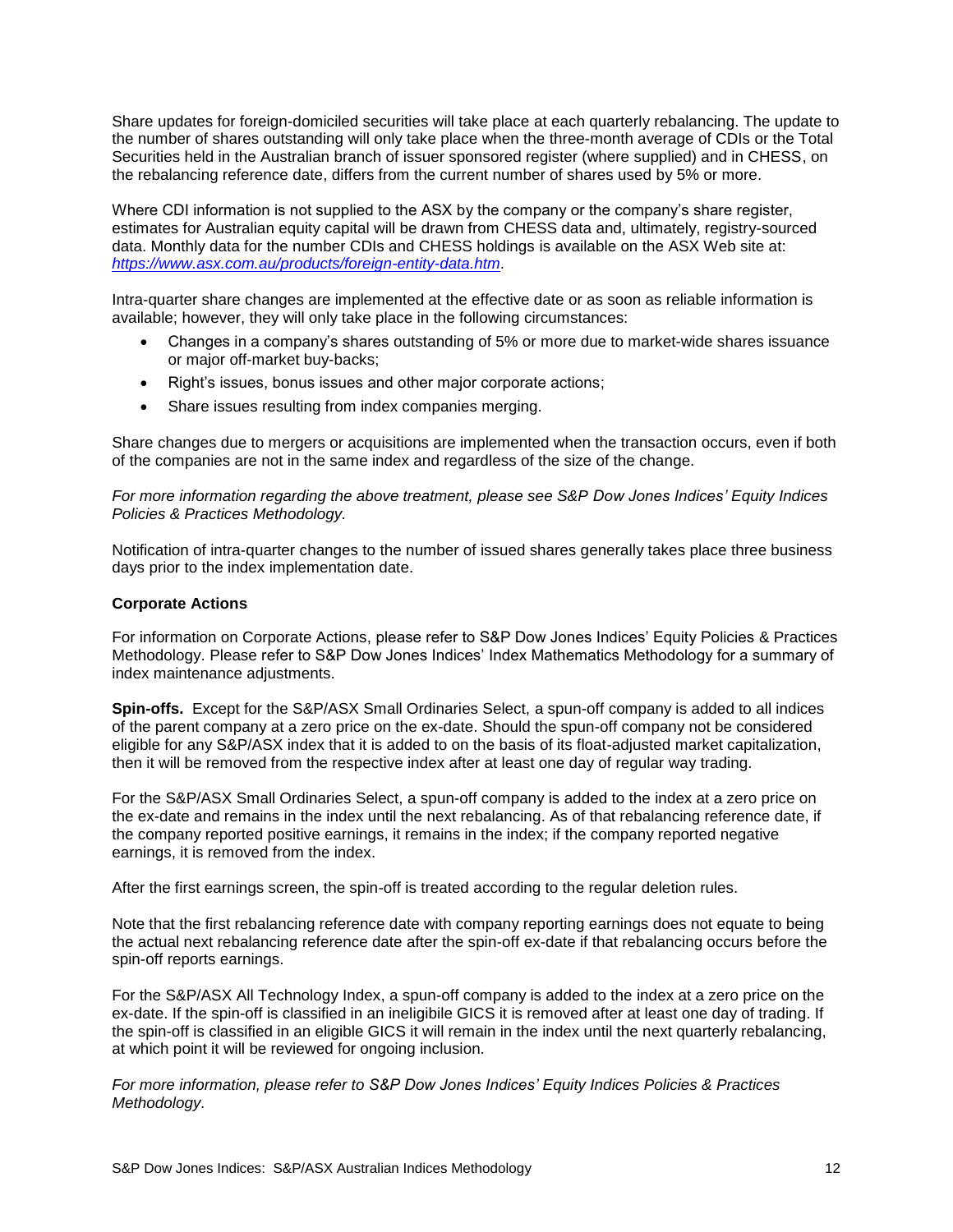Share updates for foreign-domiciled securities will take place at each quarterly rebalancing. The update to the number of shares outstanding will only take place when the three-month average of CDIs or the Total Securities held in the Australian branch of issuer sponsored register (where supplied) and in CHESS, on the rebalancing reference date, differs from the current number of shares used by 5% or more.

Where CDI information is not supplied to the ASX by the company or the company's share register, estimates for Australian equity capital will be drawn from CHESS data and, ultimately, registry-sourced data. Monthly data for the number CDIs and CHESS holdings is available on the ASX Web site at: *https://www.asx.com.au/products/foreign-entity-data.htm*.

Intra-quarter share changes are implemented at the effective date or as soon as reliable information is available; however, they will only take place in the following circumstances:

- Changes in a company's shares outstanding of 5% or more due to market-wide shares issuance or major off-market buy-backs;
- Right's issues, bonus issues and other major corporate actions;
- Share issues resulting from index companies merging.

Share changes due to mergers or acquisitions are implemented when the transaction occurs, even if both of the companies are not in the same index and regardless of the size of the change.

*For more information regarding the above treatment, please see S&P Dow Jones Indices' Equity Indices Policies & Practices Methodology.*

Notification of intra-quarter changes to the number of issued shares generally takes place three business days prior to the index implementation date.

### Corporate Actions

For information on Corporate Actions, please refer to S&P Dow Jones Indices' Equity Policies & Practices Methodology. Please refer to S&P Dow Jones Indices' Index Mathematics Methodology for a summary of index maintenance adjustments.

**Spin-offs.** Except for the S&P/ASX Small Ordinaries Select, a spun-off company is added to all indices of the parent company at a zero price on the ex-date. Should the spun-off company not be considered eligible for any S&P/ASX index that it is added to on the basis of its float-adjusted market capitalization, then it will be removed from the respective index after at least one day of regular way trading.

For the S&P/ASX Small Ordinaries Select, a spun-off company is added to the index at a zero price on the ex-date and remains in the index until the next rebalancing. As of that rebalancing reference date, if the company reported positive earnings, it remains in the index; if the company reported negative earnings, it is removed from the index.

After the first earnings screen, the spin-off is treated according to the regular deletion rules.

Note that the first rebalancing reference date with company reporting earnings does not equate to being the actual next rebalancing reference date after the spin-off ex-date if that rebalancing occurs before the spin-off reports earnings.

For the S&P/ASX All Technology Index, a spun-off company is added to the index at a zero price on the ex-date. If the spin-off is classified in an ineligibile GICS it is removed after at least one day of trading. If the spin-off is classified in an eligible GICS it will remain in the index until the next quarterly rebalancing, at which point it will be reviewed for ongoing inclusion.

*For more information, please refer to S&P Dow Jones Indices' Equity Indices Policies & Practices Methodology.*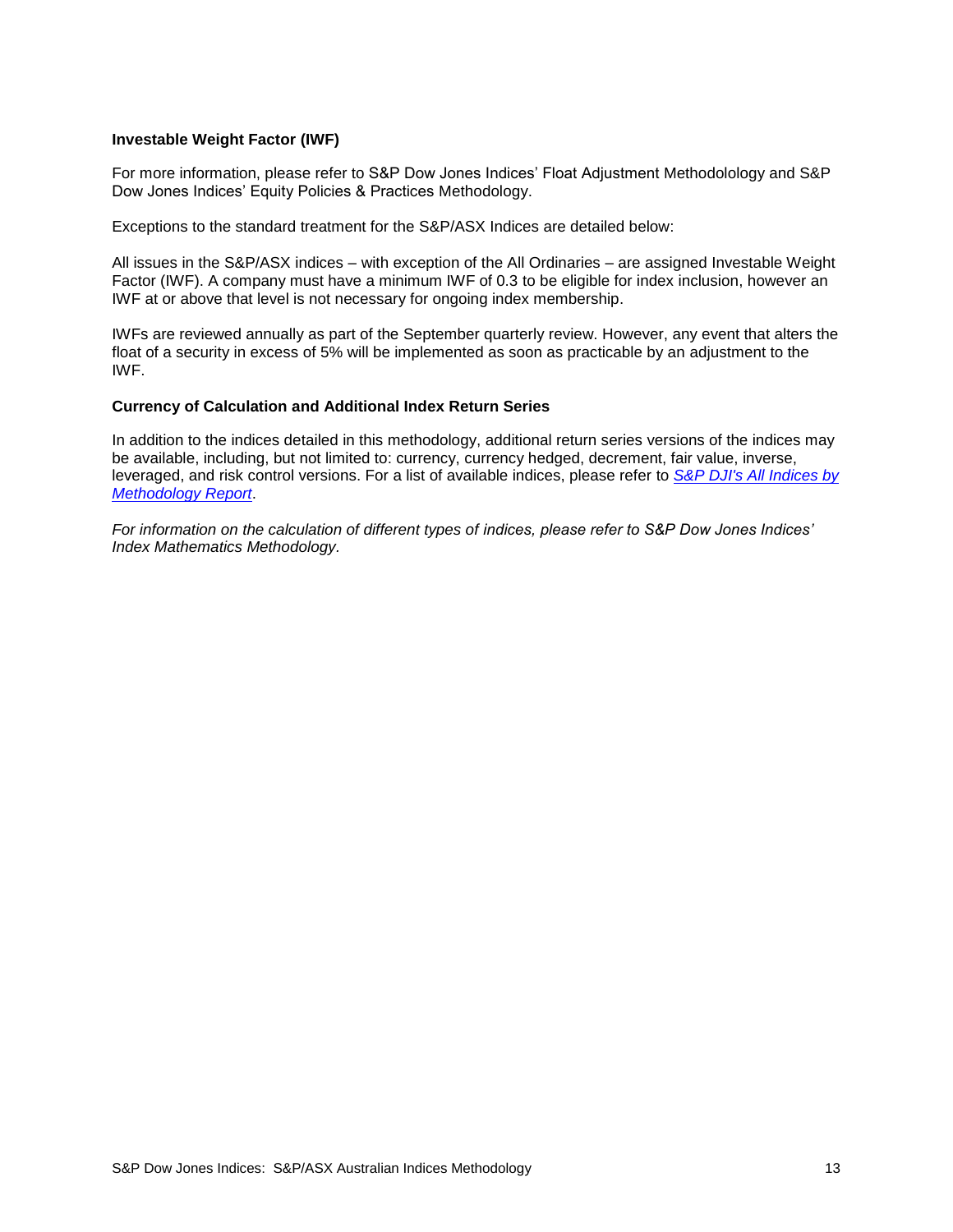### Investable Weight Factor (IWF)

For more information, please refer to S&P Dow Jones Indices' Float Adjustment Methodolology and S&P Dow Jones Indices' Equity Policies & Practices Methodology.

Exceptions to the standard treatment for the S&P/ASX Indices are detailed below:

All issues in the S&P/ASX indices – with exception of the All Ordinaries – are assigned Investable Weight Factor (IWF). A company must have a minimum IWF of 0.3 to be eligible for index inclusion, however an IWF at or above that level is not necessary for ongoing index membership.

IWFs are reviewed annually as part of the September quarterly review. However, any event that alters the float of a security in excess of 5% will be implemented as soon as practicable by an adjustment to the IWF.

### Currency of Calculation and Additional Index Return Series

In addition to the indices detailed in this methodology, additional return series versions of the indices may be available, including, but not limited to: currency, currency hedged, decrement, fair value, inverse, leveraged, and risk control versions. For a list of available indices, please refer to *S&P DJI's All Indices by Methodology Report*.

*For information on the calculation of different types of indices, please refer to S&P Dow Jones Indices' Index Mathematics Methodology.*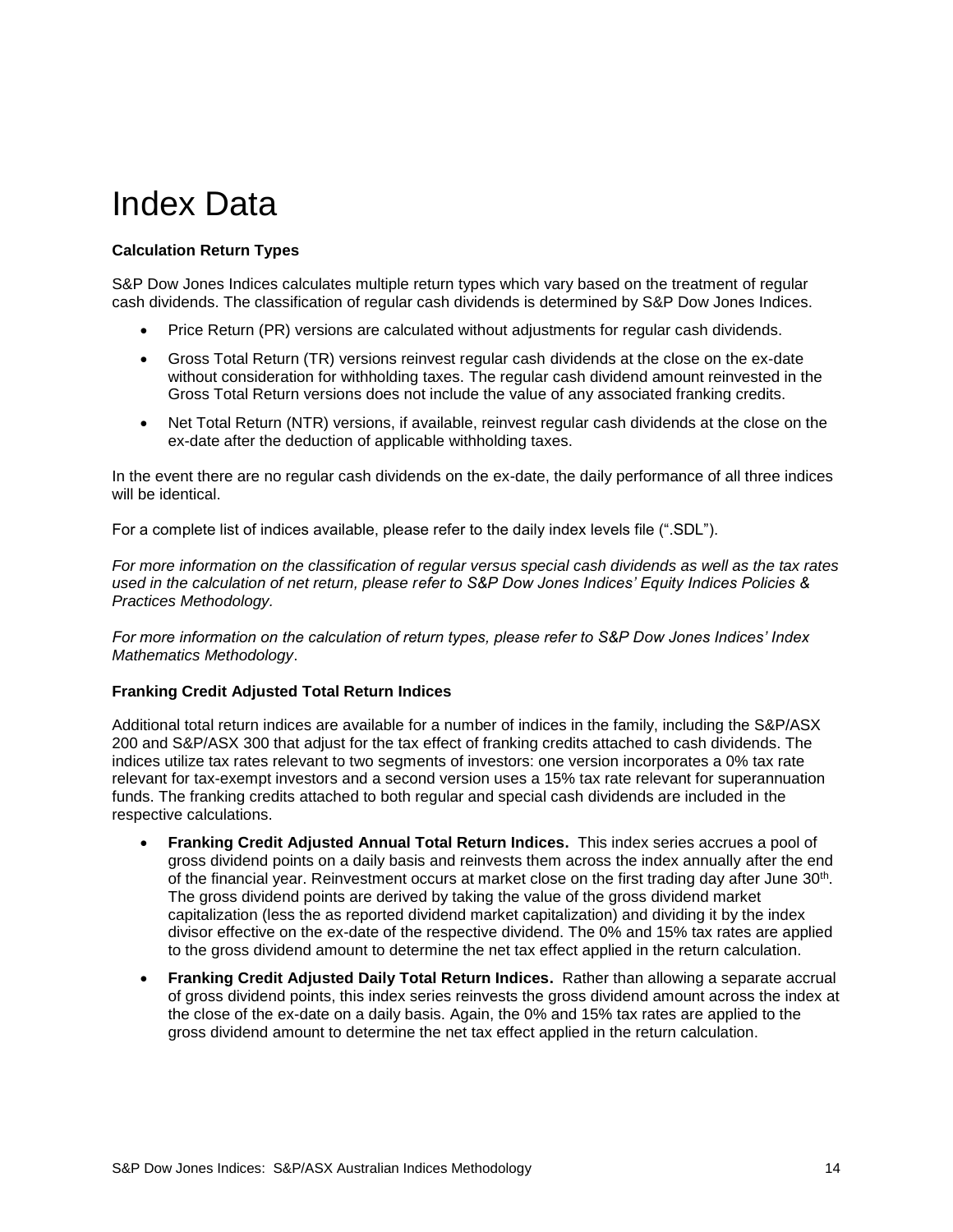# Index Data

**Calculation Return Types**

S&P Dow Jones Indices calculates multiple return types which vary based on the treatment of regular cash dividends. The classification of regular cash dividends is determined by S&P Dow Jones Indices.

- Price Return (PR) versions are calculated without adjustments for regular cash dividends.
- Gross Total Return (TR) versions reinvest regular cash dividends at the close on the ex-date without consideration for withholding taxes. The regular cash dividend amount reinvested in the Gross Total Return versions does not include the value of any associated franking credits.
- Net Total Return (NTR) versions, if available, reinvest regular cash dividends at the close on the ex-date after the deduction of applicable withholding taxes.

In the event there are no regular cash dividends on the ex-date, the daily performance of all three indices will be identical.

For a complete list of indices available, please refer to the daily index levels file (".SDL").

*For more information on the classification of regular versus special cash dividends as well as the tax rates used in the calculation of net return, please refer to S&P Dow Jones Indices' Equity Indices Policies & Practices Methodology.*

*For more information on the calculation of return types, please refer to S&P Dow Jones Indices' Index Mathematics Methodology*.

**Franking Credit Adjusted Total Return Indices**

Additional total return indices are available for a number of indices in the family, including the S&P/ASX 200 and S&P/ASX 300 that adjust for the tax effect of franking credits attached to cash dividends. The indices utilize tax rates relevant to two segments of investors: one version incorporates a 0% tax rate relevant for tax-exempt investors and a second version uses a 15% tax rate relevant for superannuation funds. The franking credits attached to both regular and special cash dividends are included in the respective calculations.

- **Franking Credit Adjusted Annual Total Return Indices.** This index series accrues a pool of gross dividend points on a daily basis and reinvests them across the index annually after the end of the financial year. Reinvestment occurs at market close on the first trading day after June 30th. The gross dividend points are derived by taking the value of the gross dividend market capitalization (less the as reported dividend market capitalization) and dividing it by the index divisor effective on the ex-date of the respective dividend. The 0% and 15% tax rates are applied to the gross dividend amount to determine the net tax effect applied in the return calculation.
- **Franking Credit Adjusted Daily Total Return Indices.** Rather than allowing a separate accrual of gross dividend points, this index series reinvests the gross dividend amount across the index at the close of the ex-date on a daily basis. Again, the 0% and 15% tax rates are applied to the gross dividend amount to determine the net tax effect applied in the return calculation.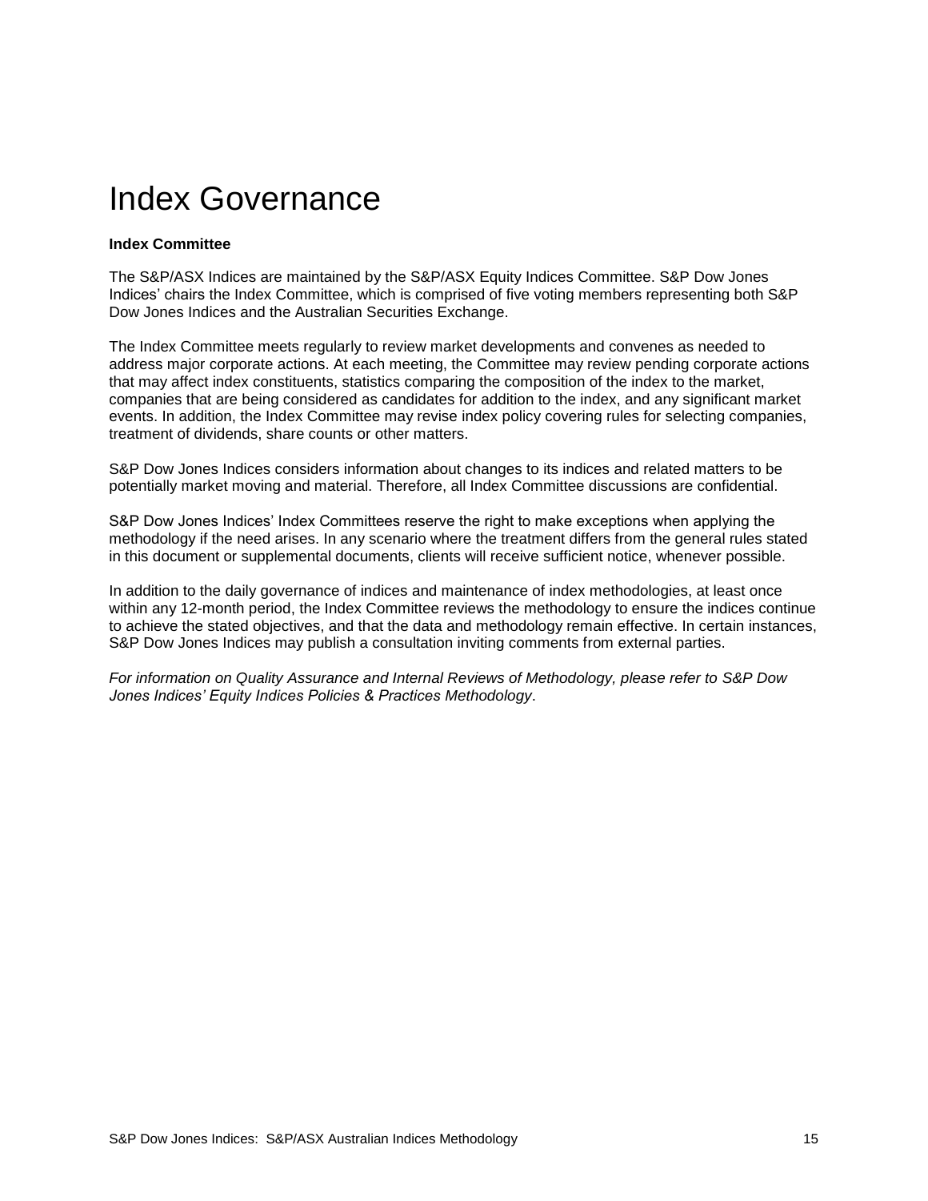# Index Governance

**Index Committee**

The S&P/ASX Indices are maintained by the S&P/ASX Equity Indices Committee. S&P Dow Jones Indices' chairs the Index Committee, which is comprised of five voting members representing both S&P Dow Jones Indices and the Australian Securities Exchange.

The Index Committee meets regularly to review market developments and convenes as needed to address major corporate actions. At each meeting, the Committee may review pending corporate actions that may affect index constituents, statistics comparing the composition of the index to the market, companies that are being considered as candidates for addition to the index, and any significant market events. In addition, the Index Committee may revise index policy covering rules for selecting companies, treatment of dividends, share counts or other matters.

S&P Dow Jones Indices considers information about changes to its indices and related matters to be potentially market moving and material. Therefore, all Index Committee discussions are confidential.

S&P Dow Jones Indices' Index Committees reserve the right to make exceptions when applying the methodology if the need arises. In any scenario where the treatment differs from the general rules stated in this document or supplemental documents, clients will receive sufficient notice, whenever possible.

In addition to the daily governance of indices and maintenance of index methodologies, at least once within any 12-month period, the Index Committee reviews the methodology to ensure the indices continue to achieve the stated objectives, and that the data and methodology remain effective. In certain instances, S&P Dow Jones Indices may publish a consultation inviting comments from external parties.

*For information on Quality Assurance and Internal Reviews of Methodology, please refer to S&P Dow Jones Indices' Equity Indices Policies & Practices Methodology*.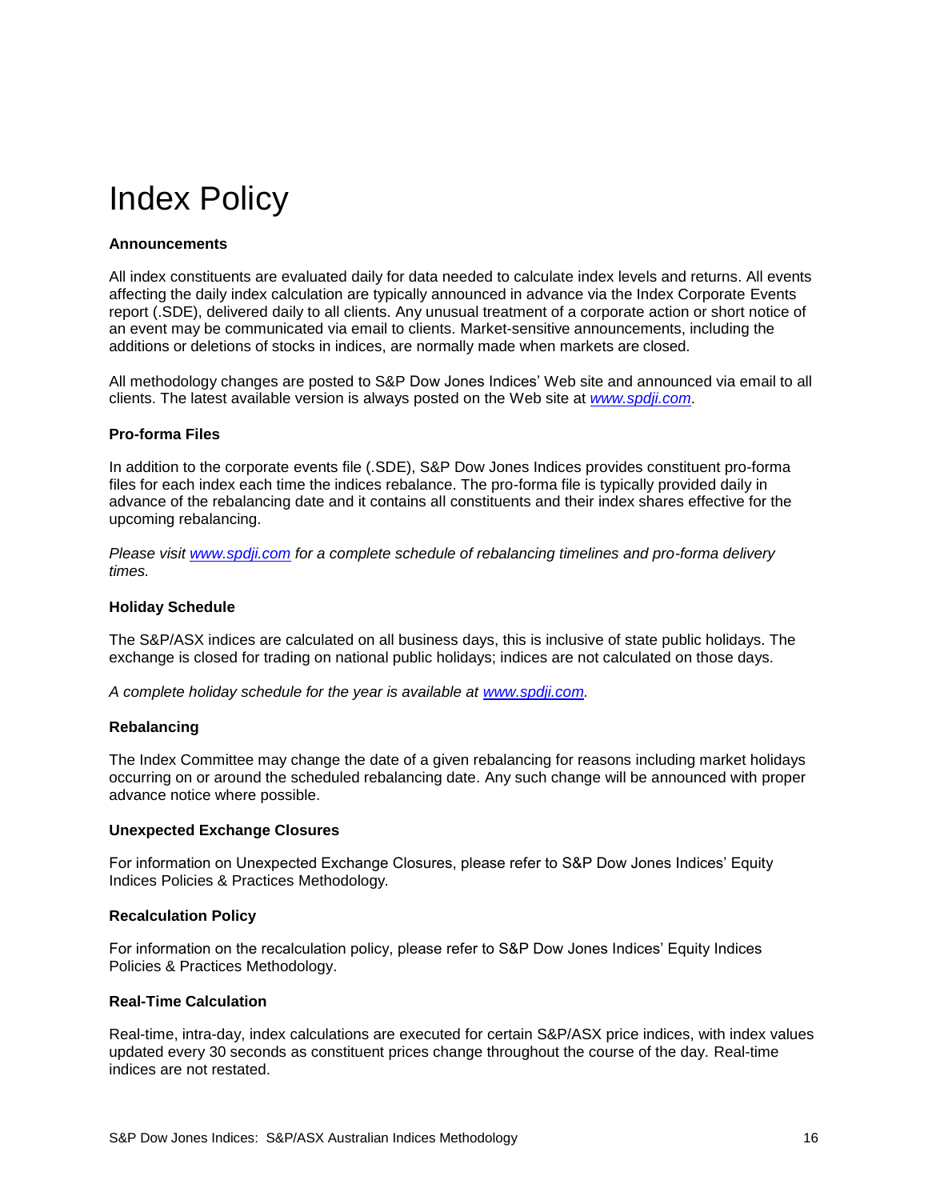# Index Policy

**Announcements**

All index constituents are evaluated daily for data needed to calculate index levels and returns. All events affecting the daily index calculation are typically announced in advance via the Index Corporate Events report (.SDE), delivered daily to all clients. Any unusual treatment of a corporate action or short notice of an event may be communicated via email to clients. Market-sensitive announcements, including the additions or deletions of stocks in indices, are normally made when markets are closed.

All methodology changes are posted to S&P Dow Jones Indices' Web site and announced via email to all clients. The latest available version is always posted on the Web site at *www.spdji.com*.

**Pro-forma Files**

In addition to the corporate events file (.SDE), S&P Dow Jones Indices provides constituent pro-forma files for each index each time the indices rebalance. The pro-forma file is typically provided daily in advance of the rebalancing date and it contains all constituents and their index shares effective for the upcoming rebalancing.

*Please visit www.spdji.com for a complete schedule of rebalancing timelines and pro-forma delivery times.*

**Holiday Schedule**

The S&P/ASX indices are calculated on all business days, this is inclusive of state public holidays. The exchange is closed for trading on national public holidays; indices are not calculated on those days.

*A complete holiday schedule for the year is available at www.spdji.com.*

**Rebalancing**

The Index Committee may change the date of a given rebalancing for reasons including market holidays occurring on or around the scheduled rebalancing date. Any such change will be announced with proper advance notice where possible.

**Unexpected Exchange Closures**

For information on Unexpected Exchange Closures, please refer to S&P Dow Jones Indices' Equity Indices Policies & Practices Methodology.

**Recalculation Policy**

For information on the recalculation policy, please refer to S&P Dow Jones Indices' Equity Indices Policies & Practices Methodology.

**Real-Time Calculation**

Real-time, intra-day, index calculations are executed for certain S&P/ASX price indices, with index values updated every 30 seconds as constituent prices change throughout the course of the day. Real-time indices are not restated.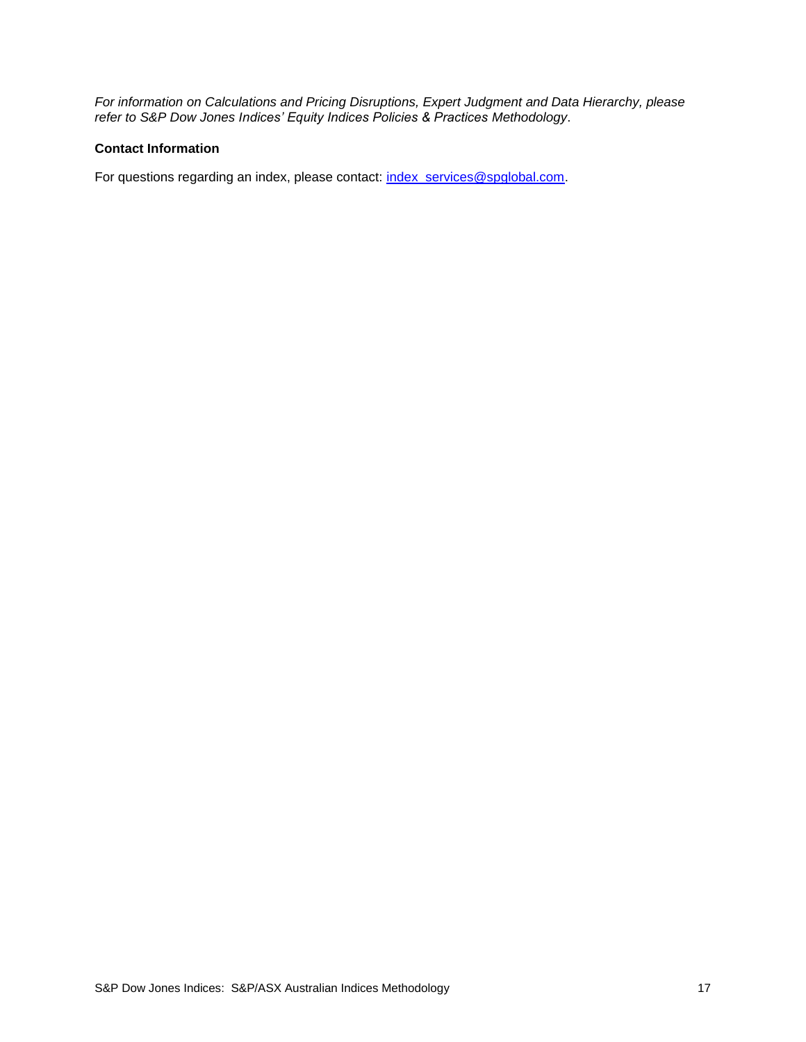*For information on Calculations and Pricing Disruptions, Expert Judgment and Data Hierarchy, please refer to S&P Dow Jones Indices' Equity Indices Policies & Practices Methodology*.

**Contact Information**

For questions regarding an index, please contact: index_services@spglobal.com.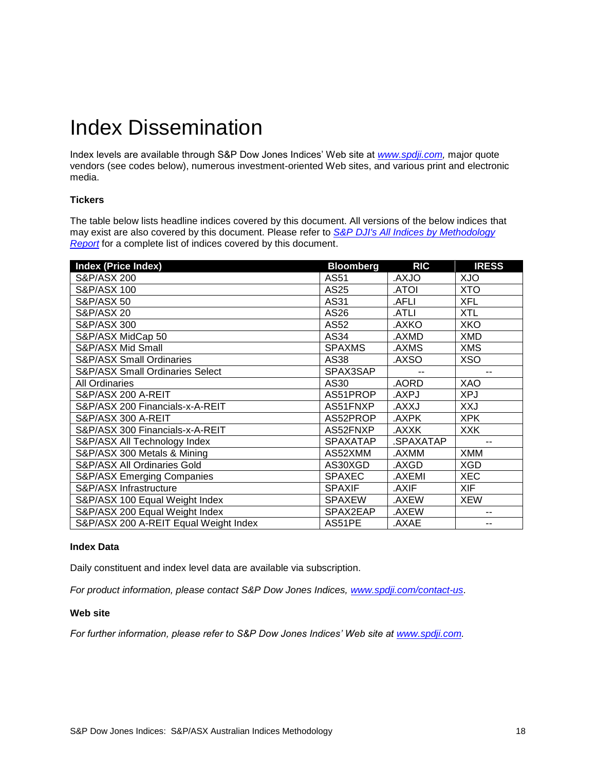# Index Dissemination

Index levels are available through S&P Dow Jones Indices' Web site at *www.spdji.com*, major quote vendors (see codes below), numerous investment-oriented Web sites, and various print and electronic media.

### Tickers

The table below lists headline indices covered by this document. All versions of the below indices that may exist are also covered by this document. Please refer to *S&P DJI's All Indices by Methodology Report* for a complete list of indices covered by this document.

| Index (Price Index) | Bloomberg | RIC | IRESS |
|---|---|---|---|
| S&P/ASX 200 | AS51 | .AXJO | XJO |
| S&P/ASX 100 | AS25 | .ATOI | XTO |
| S&P/ASX 50 | AS31 | .AFLI | XFL |
| S&P/ASX 20 | AS26 | .ATLI | XTL |
| S&P/ASX 300 | AS52 | .AXKO | XKO |
| S&P/ASX MidCap 50 | AS34 | .AXMD | XMD |
| S&P/ASX Mid Small | SPAXMS | .AXMS | XMS |
| S&P/ASX Small Ordinaries | AS38 | .AXSO | XSO |
| S&P/ASX Small Ordinaries Select | SPAX3SAP | -- | -- |
| All Ordinaries | AS30 | .AORD | XAO |
| S&P/ASX 200 A-REIT | AS51PROP | .AXPJ | XPJ |
| S&P/ASX 200 Financials-x-A-REIT | AS51FNXP | .AXXJ | XXJ |
| S&P/ASX 300 A-REIT | AS52PROP | .AXPK | XPK |
| S&P/ASX 300 Financials-x-A-REIT | AS52FNXP | .AXXK | XXK |
| S&P/ASX All Technology Index | SPAXATAP | .SPAXATAP | -- |
| S&P/ASX 300 Metals & Mining | AS52XMM | .AXMM | XMM |
| S&P/ASX All Ordinaries Gold | AS30XGD | .AXGD | XGD |
| S&P/ASX Emerging Companies | SPAXEC | .AXEMI | XEC |
| S&P/ASX Infrastructure | SPAXIF | .AXIF | XIF |
| S&P/ASX 100 Equal Weight Index | SPAXEW | .AXEW | XEW |
| S&P/ASX 200 Equal Weight Index | SPAX2EAP | .AXEW | -- |
| S&P/ASX 200 A-REIT Equal Weight Index | AS51PE | .AXAE | -- |

### Index Data

Daily constituent and index level data are available via subscription.

*For product information, please contact S&P Dow Jones Indices, www.spdji.com/contact-us.*

### Web site

*For further information, please refer to S&P Dow Jones Indices' Web site at www.spdji.com.*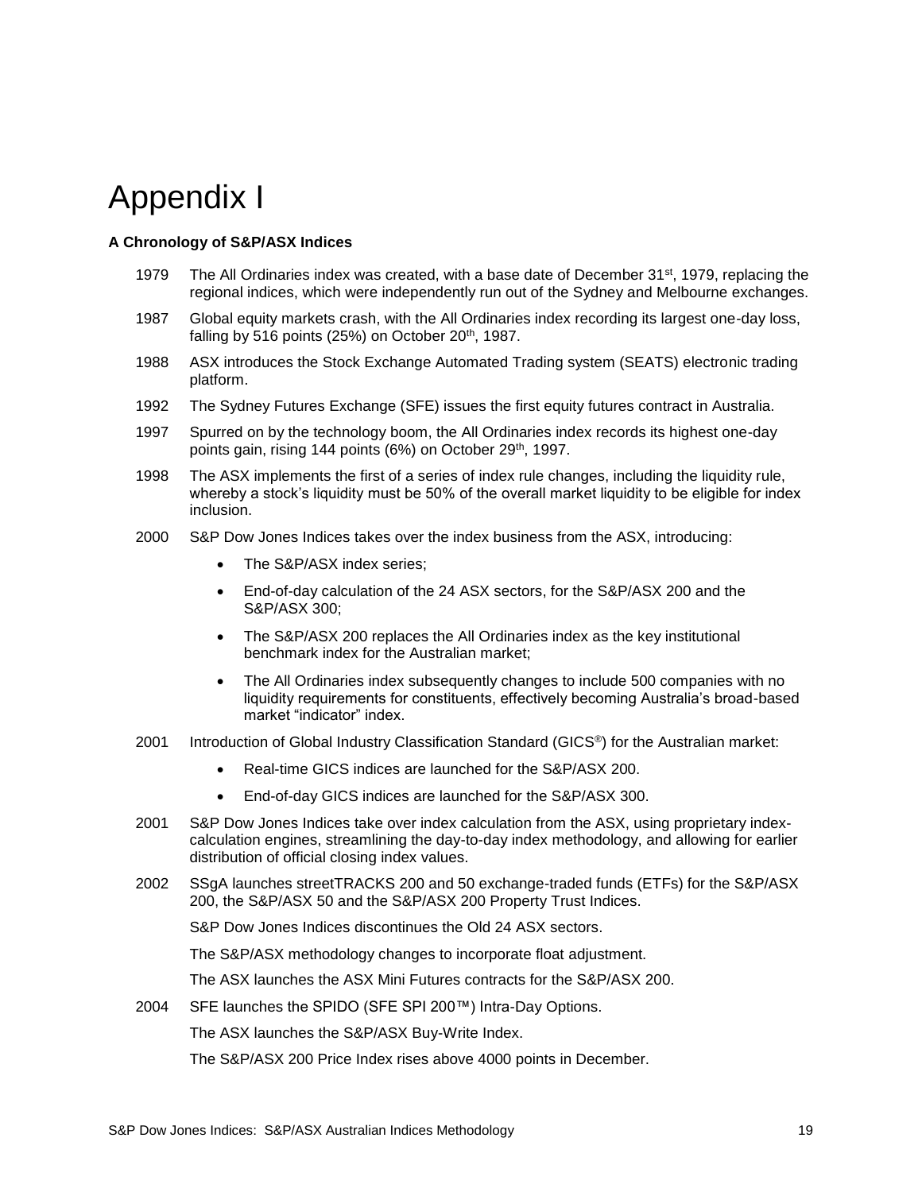# Appendix I

**A Chronology of S&P/ASX Indices**

1979 The All Ordinaries index was created, with a base date of December 31st, 1979, replacing the regional indices, which were independently run out of the Sydney and Melbourne exchanges.

1987 Global equity markets crash, with the All Ordinaries index recording its largest one-day loss, falling by 516 points (25%) on October 20th, 1987.

1988 ASX introduces the Stock Exchange Automated Trading system (SEATS) electronic trading platform.

1992 The Sydney Futures Exchange (SFE) issues the first equity futures contract in Australia.

1997 Spurred on by the technology boom, the All Ordinaries index records its highest one-day points gain, rising 144 points (6%) on October 29th, 1997.

1998 The ASX implements the first of a series of index rule changes, including the liquidity rule, whereby a stock's liquidity must be 50% of the overall market liquidity to be eligible for index inclusion.

2000 S&P Dow Jones Indices takes over the index business from the ASX, introducing:

- The S&P/ASX index series;
- End-of-day calculation of the 24 ASX sectors, for the S&P/ASX 200 and the S&P/ASX 300;
- The S&P/ASX 200 replaces the All Ordinaries index as the key institutional benchmark index for the Australian market;
- The All Ordinaries index subsequently changes to include 500 companies with no liquidity requirements for constituents, effectively becoming Australia's broad-based market "indicator" index.

2001 Introduction of Global Industry Classification Standard (GICS®) for the Australian market:

- Real-time GICS indices are launched for the S&P/ASX 200.
- End-of-day GICS indices are launched for the S&P/ASX 300.

2001 S&P Dow Jones Indices take over index calculation from the ASX, using proprietary index-calculation engines, streamlining the day-to-day index methodology, and allowing for earlier distribution of official closing index values.

2002 SSgA launches streetTRACKS 200 and 50 exchange-traded funds (ETFs) for the S&P/ASX 200, the S&P/ASX 50 and the S&P/ASX 200 Property Trust Indices.

S&P Dow Jones Indices discontinues the Old 24 ASX sectors.

The S&P/ASX methodology changes to incorporate float adjustment.

The ASX launches the ASX Mini Futures contracts for the S&P/ASX 200.

2004 SFE launches the SPIDO (SFE SPI 200™) Intra-Day Options.

The ASX launches the S&P/ASX Buy-Write Index.

The S&P/ASX 200 Price Index rises above 4000 points in December.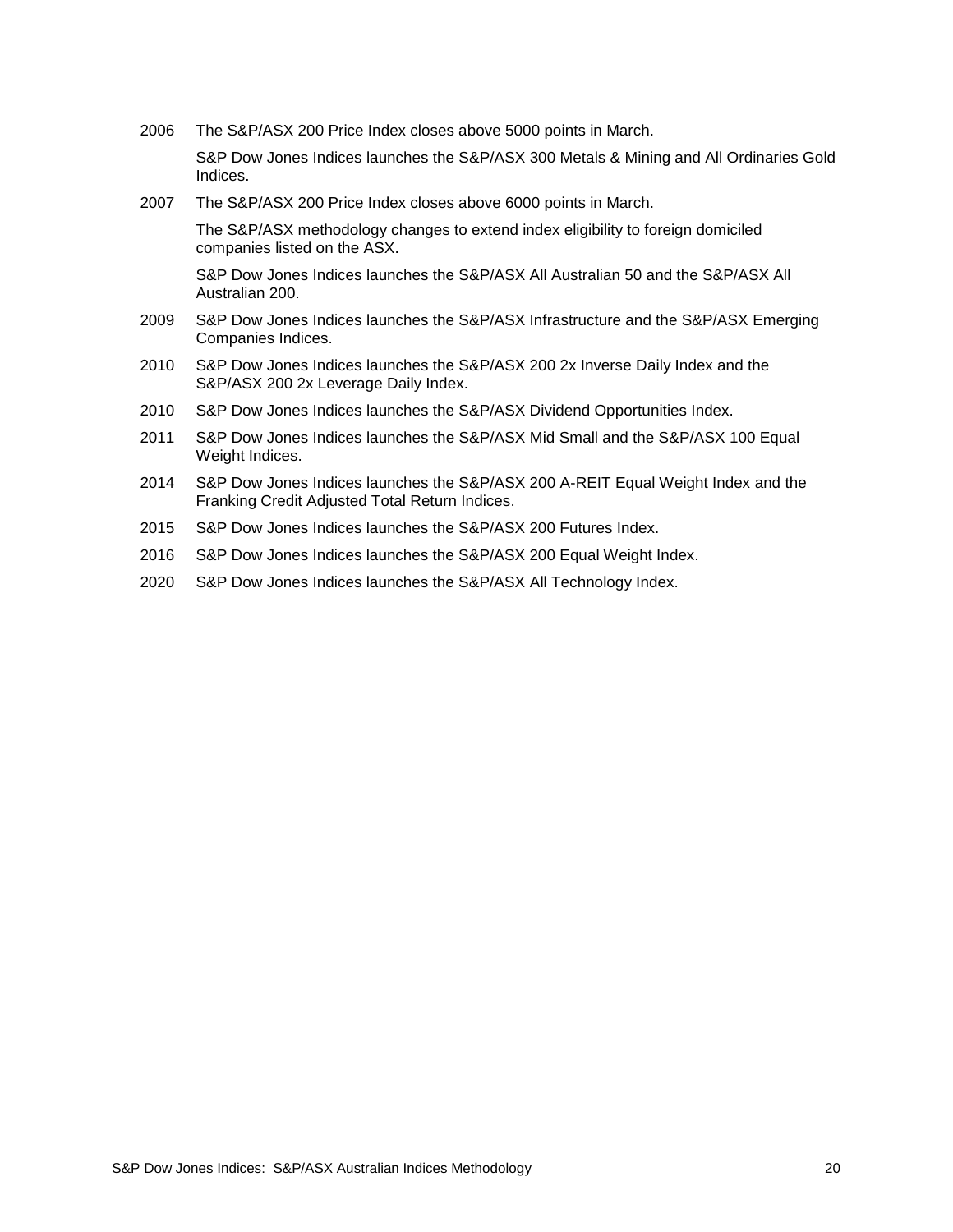2006 The S&P/ASX 200 Price Index closes above 5000 points in March.

S&P Dow Jones Indices launches the S&P/ASX 300 Metals & Mining and All Ordinaries Gold Indices.

2007 The S&P/ASX 200 Price Index closes above 6000 points in March.

The S&P/ASX methodology changes to extend index eligibility to foreign domiciled companies listed on the ASX.

S&P Dow Jones Indices launches the S&P/ASX All Australian 50 and the S&P/ASX All Australian 200.

2009 S&P Dow Jones Indices launches the S&P/ASX Infrastructure and the S&P/ASX Emerging Companies Indices.

2010 S&P Dow Jones Indices launches the S&P/ASX 200 2x Inverse Daily Index and the S&P/ASX 200 2x Leverage Daily Index.

2010 S&P Dow Jones Indices launches the S&P/ASX Dividend Opportunities Index.

2011 S&P Dow Jones Indices launches the S&P/ASX Mid Small and the S&P/ASX 100 Equal Weight Indices.

2014 S&P Dow Jones Indices launches the S&P/ASX 200 A-REIT Equal Weight Index and the Franking Credit Adjusted Total Return Indices.

2015 S&P Dow Jones Indices launches the S&P/ASX 200 Futures Index.

2016 S&P Dow Jones Indices launches the S&P/ASX 200 Equal Weight Index.

2020 S&P Dow Jones Indices launches the S&P/ASX All Technology Index.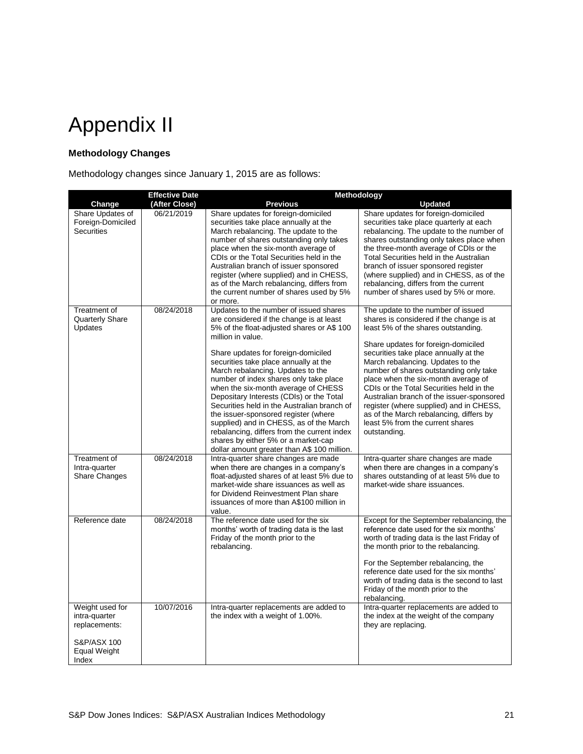# Appendix II

**Methodology Changes**

Methodology changes since January 1, 2015 are as follows:

| Change | Effective Date (After Close) | Methodology | |
|---|---|---|---|
| | | **Previous** | **Updated** |
| Share Updates of Foreign-Domiciled Securities | 06/21/2019 | Share updates for foreign-domiciled securities take place annually at the March rebalancing. The update to the number of shares outstanding only takes place when the six-month average of CDIs or the Total Securities held in the Australian branch of issuer sponsored register (where supplied) and in CHESS, as of the March rebalancing, differs from the current number of shares used by 5% or more. | Share updates for foreign-domiciled securities take place quarterly at each rebalancing. The update to the number of shares outstanding only takes place when the three-month average of CDIs or the Total Securities held in the Australian branch of issuer sponsored register (where supplied) and in CHESS, as of the rebalancing, differs from the current number of shares used by 5% or more. |
| Treatment of Quarterly Share Updates | 08/24/2018 | Updates to the number of issued shares are considered if the change is at least 5% of the float-adjusted shares or A$ 100 million in value.<br><br>Share updates for foreign-domiciled securities take place annually at the March rebalancing. Updates to the number of index shares only take place when the six-month average of CHESS Depositary Interests (CDIs) or the Total Securities held in the Australian branch of the issuer-sponsored register (where supplied) and in CHESS, as of the March rebalancing, differs from the current index shares by either 5% or a market-cap dollar amount greater than A$ 100 million. | The update to the number of issued shares is considered if the change is at least 5% of the shares outstanding.<br><br>Share updates for foreign-domiciled securities take place annually at the March rebalancing. Updates to the number of shares outstanding only take place when the six-month average of CDIs or the Total Securities held in the Australian branch of the issuer-sponsored register (where supplied) and in CHESS, as of the March rebalancing, differs by least 5% from the current shares outstanding. |
| Treatment of Intra-quarter Share Changes | 08/24/2018 | Intra-quarter share changes are made when there are changes in a company's float-adjusted shares of at least 5% due to market-wide share issuances as well as for Dividend Reinvestment Plan share issuances of more than A$100 million in value. | Intra-quarter share changes are made when there are changes in a company's shares outstanding of at least 5% due to market-wide share issuances. |
| Reference date | 08/24/2018 | The reference date used for the six months' worth of trading data is the last Friday of the month prior to the rebalancing. | Except for the September rebalancing, the reference date used for the six months' worth of trading data is the last Friday of the month prior to the rebalancing.<br><br>For the September rebalancing, the reference date used for the six months' worth of trading data is the second to last Friday of the month prior to the rebalancing. |
| Weight used for intra-quarter replacements:<br><br>S&P/ASX 100 Equal Weight Index | 10/07/2016 | Intra-quarter replacements are added to the index with a weight of 1.00%. | Intra-quarter replacements are added to the index at the weight of the company they are replacing. |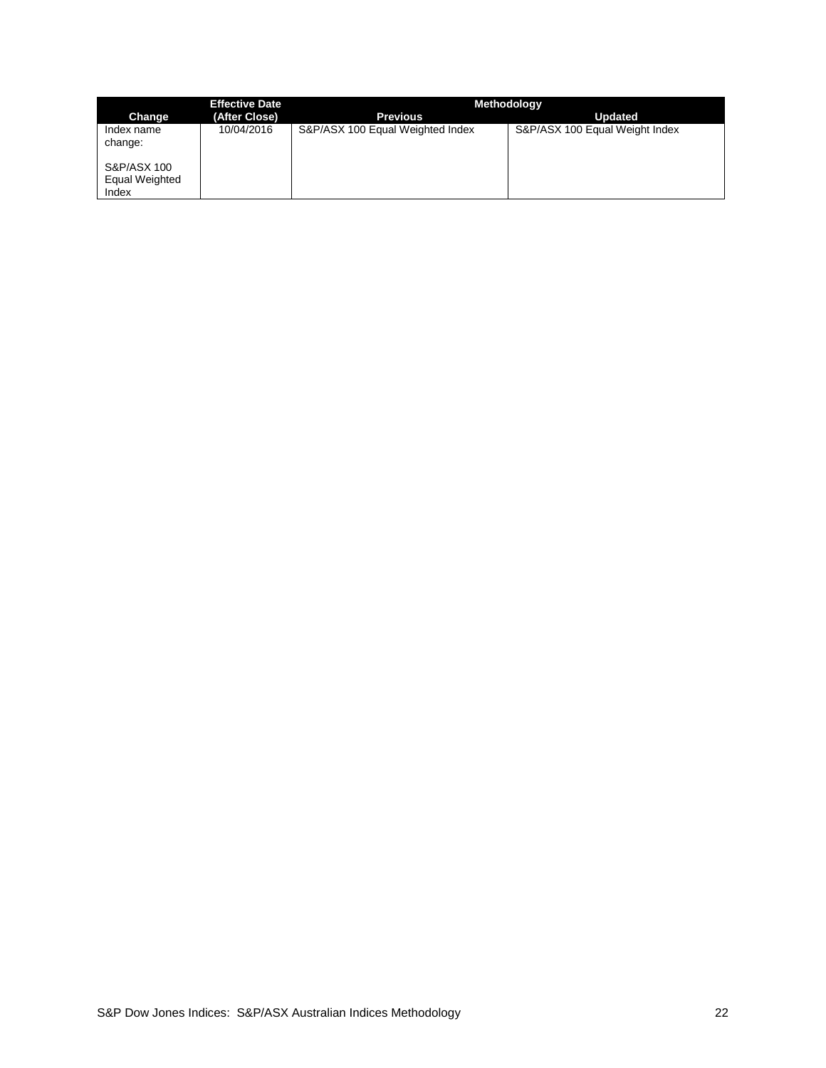| Change | Effective Date (After Close) | Methodology | |
|---|---|---|---|
| | | Previous | Updated |
| Index name change:<br><br>S&P/ASX 100 Equal Weighted Index | 10/04/2016 | S&P/ASX 100 Equal Weighted Index | S&P/ASX 100 Equal Weight Index |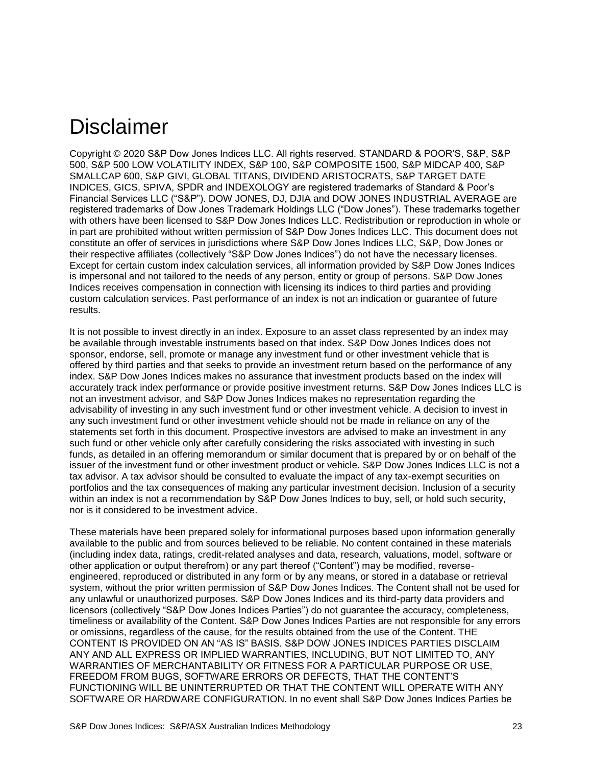# Disclaimer

Copyright © 2020 S&P Dow Jones Indices LLC. All rights reserved. STANDARD & POOR'S, S&P, S&P 500, S&P 500 LOW VOLATILITY INDEX, S&P 100, S&P COMPOSITE 1500, S&P MIDCAP 400, S&P SMALLCAP 600, S&P GIVI, GLOBAL TITANS, DIVIDEND ARISTOCRATS, S&P TARGET DATE INDICES, GICS, SPIVA, SPDR and INDEXOLOGY are registered trademarks of Standard & Poor's Financial Services LLC ("S&P"). DOW JONES, DJ, DJIA and DOW JONES INDUSTRIAL AVERAGE are registered trademarks of Dow Jones Trademark Holdings LLC ("Dow Jones"). These trademarks together with others have been licensed to S&P Dow Jones Indices LLC. Redistribution or reproduction in whole or in part are prohibited without written permission of S&P Dow Jones Indices LLC. This document does not constitute an offer of services in jurisdictions where S&P Dow Jones Indices LLC, S&P, Dow Jones or their respective affiliates (collectively "S&P Dow Jones Indices") do not have the necessary licenses. Except for certain custom index calculation services, all information provided by S&P Dow Jones Indices is impersonal and not tailored to the needs of any person, entity or group of persons. S&P Dow Jones Indices receives compensation in connection with licensing its indices to third parties and providing custom calculation services. Past performance of an index is not an indication or guarantee of future results.

It is not possible to invest directly in an index. Exposure to an asset class represented by an index may be available through investable instruments based on that index. S&P Dow Jones Indices does not sponsor, endorse, sell, promote or manage any investment fund or other investment vehicle that is offered by third parties and that seeks to provide an investment return based on the performance of any index. S&P Dow Jones Indices makes no assurance that investment products based on the index will accurately track index performance or provide positive investment returns. S&P Dow Jones Indices LLC is not an investment advisor, and S&P Dow Jones Indices makes no representation regarding the advisability of investing in any such investment fund or other investment vehicle. A decision to invest in any such investment fund or other investment vehicle should not be made in reliance on any of the statements set forth in this document. Prospective investors are advised to make an investment in any such fund or other vehicle only after carefully considering the risks associated with investing in such funds, as detailed in an offering memorandum or similar document that is prepared by or on behalf of the issuer of the investment fund or other investment product or vehicle. S&P Dow Jones Indices LLC is not a tax advisor. A tax advisor should be consulted to evaluate the impact of any tax-exempt securities on portfolios and the tax consequences of making any particular investment decision. Inclusion of a security within an index is not a recommendation by S&P Dow Jones Indices to buy, sell, or hold such security, nor is it considered to be investment advice.

These materials have been prepared solely for informational purposes based upon information generally available to the public and from sources believed to be reliable. No content contained in these materials (including index data, ratings, credit-related analyses and data, research, valuations, model, software or other application or output therefrom) or any part thereof ("Content") may be modified, reverse-engineered, reproduced or distributed in any form or by any means, or stored in a database or retrieval system, without the prior written permission of S&P Dow Jones Indices. The Content shall not be used for any unlawful or unauthorized purposes. S&P Dow Jones Indices and its third-party data providers and licensors (collectively "S&P Dow Jones Indices Parties") do not guarantee the accuracy, completeness, timeliness or availability of the Content. S&P Dow Jones Indices Parties are not responsible for any errors or omissions, regardless of the cause, for the results obtained from the use of the Content. THE CONTENT IS PROVIDED ON AN "AS IS" BASIS. S&P DOW JONES INDICES PARTIES DISCLAIM ANY AND ALL EXPRESS OR IMPLIED WARRANTIES, INCLUDING, BUT NOT LIMITED TO, ANY WARRANTIES OF MERCHANTABILITY OR FITNESS FOR A PARTICULAR PURPOSE OR USE, FREEDOM FROM BUGS, SOFTWARE ERRORS OR DEFECTS, THAT THE CONTENT'S FUNCTIONING WILL BE UNINTERRUPTED OR THAT THE CONTENT WILL OPERATE WITH ANY SOFTWARE OR HARDWARE CONFIGURATION. In no event shall S&P Dow Jones Indices Parties be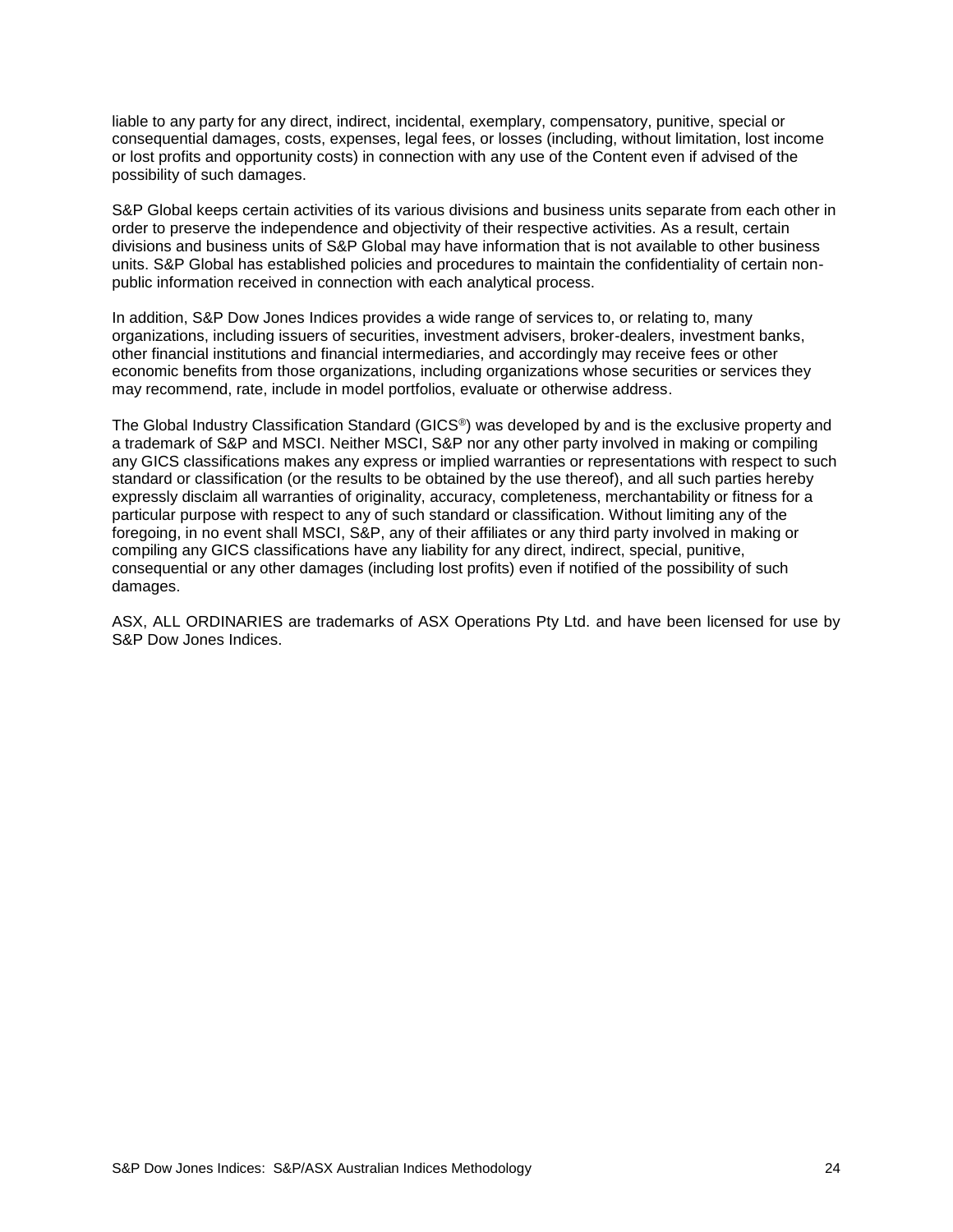liable to any party for any direct, indirect, incidental, exemplary, compensatory, punitive, special or consequential damages, costs, expenses, legal fees, or losses (including, without limitation, lost income or lost profits and opportunity costs) in connection with any use of the Content even if advised of the possibility of such damages.

S&P Global keeps certain activities of its various divisions and business units separate from each other in order to preserve the independence and objectivity of their respective activities. As a result, certain divisions and business units of S&P Global may have information that is not available to other business units. S&P Global has established policies and procedures to maintain the confidentiality of certain non-public information received in connection with each analytical process.

In addition, S&P Dow Jones Indices provides a wide range of services to, or relating to, many organizations, including issuers of securities, investment advisers, broker-dealers, investment banks, other financial institutions and financial intermediaries, and accordingly may receive fees or other economic benefits from those organizations, including organizations whose securities or services they may recommend, rate, include in model portfolios, evaluate or otherwise address.

The Global Industry Classification Standard (GICS®) was developed by and is the exclusive property and a trademark of S&P and MSCI. Neither MSCI, S&P nor any other party involved in making or compiling any GICS classifications makes any express or implied warranties or representations with respect to such standard or classification (or the results to be obtained by the use thereof), and all such parties hereby expressly disclaim all warranties of originality, accuracy, completeness, merchantability or fitness for a particular purpose with respect to any of such standard or classification. Without limiting any of the foregoing, in no event shall MSCI, S&P, any of their affiliates or any third party involved in making or compiling any GICS classifications have any liability for any direct, indirect, special, punitive, consequential or any other damages (including lost profits) even if notified of the possibility of such damages.

ASX, ALL ORDINARIES are trademarks of ASX Operations Pty Ltd. and have been licensed for use by S&P Dow Jones Indices.